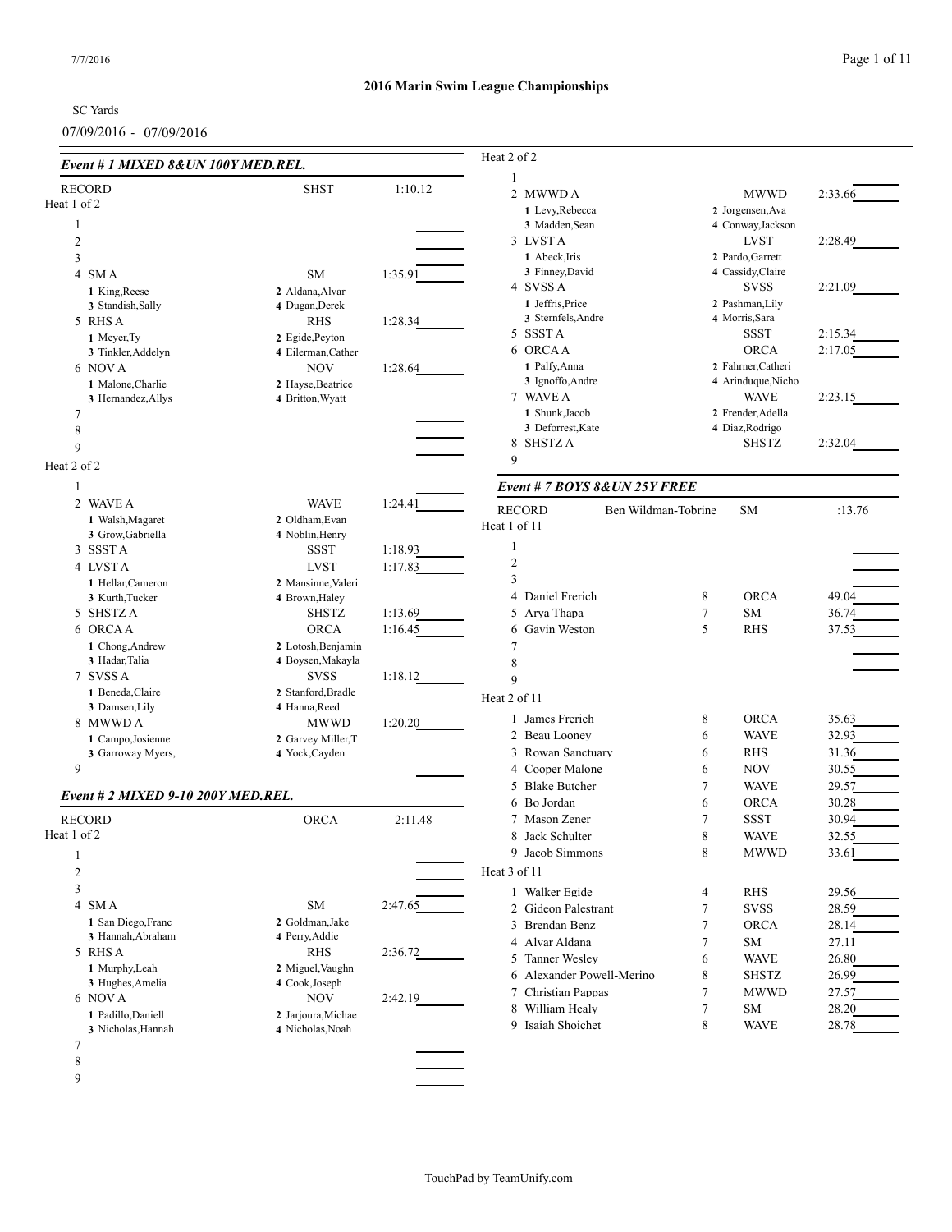# 2016 Marin Swim League Championships

SC Yards

07/09/2016 - 07/09/2016

## Event # 1 MIXED 8&UN 100Y MED.REL.

RECORD SHST 1:10.12

**Heat 1 of 2**

| Lane | Team | Relay | Seed Time |
|---|---|---|---|
| 1 | | | |
| 2 | | | |
| 3 | | | |
| 4 | SM A | SM | 1:35.91 |
| | 1 King,Reese; 2 Aldana,Alvar; 3 Standish,Sally; 4 Dugan,Derek | | |
| 5 | RHS A | RHS | 1:28.34 |
| | 1 Meyer,Ty; 2 Egide,Peyton; 3 Tinkler,Addelyn; 4 Eilerman,Cather | | |
| 6 | NOV A | NOV | 1:28.64 |
| | 1 Malone,Charlie; 2 Hayse,Beatrice; 3 Hernandez,Allys; 4 Britton,Wyatt | | |
| 7 | | | |
| 8 | | | |
| 9 | | | |

**Heat 2 of 2**

| Lane | Team | Relay | Seed Time |
|---|---|---|---|
| 1 | | | |
| 2 | WAVE A | WAVE | 1:24.41 |
| | 1 Walsh,Magaret; 2 Oldham,Evan; 3 Grow,Gabriella; 4 Noblin,Henry | | |
| 3 | SSST A | SSST | 1:18.93 |
| 4 | LVST A | LVST | 1:17.83 |
| | 1 Hellar,Cameron; 2 Mansinne,Valeri; 3 Kurth,Tucker; 4 Brown,Haley | | |
| 5 | SHSTZ A | SHSTZ | 1:13.69 |
| 6 | ORCA A | ORCA | 1:16.45 |
| | 1 Chong,Andrew; 2 Lotosh,Benjamin; 3 Hadar,Talia; 4 Boysen,Makayla | | |
| 7 | SVSS A | SVSS | 1:18.12 |
| | 1 Beneda,Claire; 2 Stanford,Bradle; 3 Damsen,Lily; 4 Hanna,Reed | | |
| 8 | MWWD A | MWWD | 1:20.20 |
| | 1 Campo,Josienne; 2 Garvey Miller,T; 3 Garroway Myers,; 4 Yock,Cayden | | |
| 9 | | | |

## Event # 2 MIXED 9-10 200Y MED.REL.

RECORD ORCA 2:11.48

**Heat 1 of 2**

| Lane | Team | Relay | Seed Time |
|---|---|---|---|
| 1 | | | |
| 2 | | | |
| 3 | | | |
| 4 | SM A | SM | 2:47.65 |
| | 1 San Diego,Franc; 2 Goldman,Jake; 3 Hannah,Abraham; 4 Perry,Addie | | |
| 5 | RHS A | RHS | 2:36.72 |
| | 1 Murphy,Leah; 2 Miguel,Vaughn; 3 Hughes,Amelia; 4 Cook,Joseph | | |
| 6 | NOV A | NOV | 2:42.19 |
| | 1 Padillo,Daniell; 2 Jarjoura,Michae; 3 Nicholas,Hannah; 4 Nicholas,Noah | | |
| 7 | | | |
| 8 | | | |
| 9 | | | |

**Heat 2 of 2**

| Lane | Team | Relay | Seed Time |
|---|---|---|---|
| 1 | | | |
| 2 | MWWD A | MWWD | 2:33.66 |
| | 1 Levy,Rebecca; 2 Jorgensen,Ava; 3 Madden,Sean; 4 Conway,Jackson | | |
| 3 | LVST A | LVST | 2:28.49 |
| | 1 Abeck,Iris; 2 Pardo,Garrett; 3 Finney,David; 4 Cassidy,Claire | | |
| 4 | SVSS A | SVSS | 2:21.09 |
| | 1 Jeffris,Price; 2 Pashman,Lily; 3 Sternfels,Andre; 4 Morris,Sara | | |
| 5 | SSST A | SSST | 2:15.34 |
| 6 | ORCA A | ORCA | 2:17.05 |
| | 1 Palfy,Anna; 2 Fahrner,Catheri; 3 Ignoffo,Andre; 4 Arinduque,Nicho | | |
| 7 | WAVE A | WAVE | 2:23.15 |
| | 1 Shunk,Jacob; 2 Frender,Adella; 3 Deforrest,Kate; 4 Diaz,Rodrigo | | |
| 8 | SHSTZ A | SHSTZ | 2:32.04 |
| 9 | | | |

## Event # 7 BOYS 8&UN 25Y FREE

RECORD Ben Wildman-Tobrine SM :13.76

**Heat 1 of 11**

| Lane | Name | Age | Team | Seed Time |
|---|---|---|---|---|
| 1 | | | | |
| 2 | | | | |
| 3 | | | | |
| 4 | Daniel Frerich | 8 | ORCA | 49.04 |
| 5 | Arya Thapa | 7 | SM | 36.74 |
| 6 | Gavin Weston | 5 | RHS | 37.53 |
| 7 | | | | |
| 8 | | | | |
| 9 | | | | |

**Heat 2 of 11**

| Lane | Name | Age | Team | Seed Time |
|---|---|---|---|---|
| 1 | James Frerich | 8 | ORCA | 35.63 |
| 2 | Beau Looney | 6 | WAVE | 32.93 |
| 3 | Rowan Sanctuary | 6 | RHS | 31.36 |
| 4 | Cooper Malone | 6 | NOV | 30.55 |
| 5 | Blake Butcher | 7 | WAVE | 29.57 |
| 6 | Bo Jordan | 6 | ORCA | 30.28 |
| 7 | Mason Zener | 7 | SSST | 30.94 |
| 8 | Jack Schulter | 8 | WAVE | 32.55 |
| 9 | Jacob Simmons | 8 | MWWD | 33.61 |

**Heat 3 of 11**

| Lane | Name | Age | Team | Seed Time |
|---|---|---|---|---|
| 1 | Walker Egide | 4 | RHS | 29.56 |
| 2 | Gideon Palestrant | 7 | SVSS | 28.59 |
| 3 | Brendan Benz | 7 | ORCA | 28.14 |
| 4 | Alvar Aldana | 7 | SM | 27.11 |
| 5 | Tanner Wesley | 6 | WAVE | 26.80 |
| 6 | Alexander Powell-Merino | 8 | SHSTZ | 26.99 |
| 7 | Christian Pappas | 7 | MWWD | 27.57 |
| 8 | William Healy | 7 | SM | 28.20 |
| 9 | Isaiah Shoichet | 8 | WAVE | 28.78 |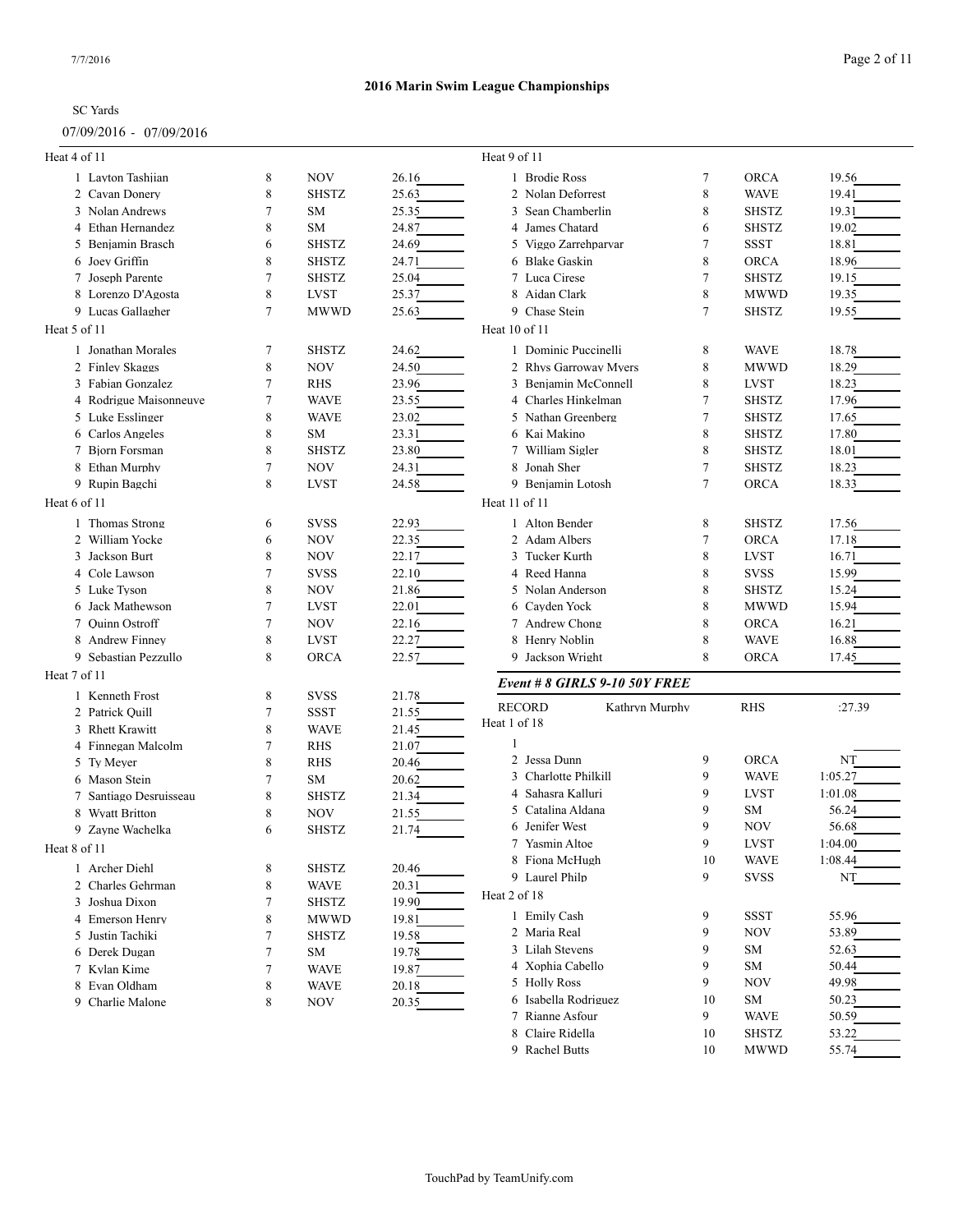## 2016 Marin Swim League Championships

SC Yards

07/09/2016 - 07/09/2016

Heat 4 of 11

| Lane | Name | Age | Team | Seed Time |
|---|---|---|---|---|
| 1 | Layton Tashjian | 8 | NOV | 26.16 |
| 2 | Cavan Donery | 8 | SHSTZ | 25.63 |
| 3 | Nolan Andrews | 7 | SM | 25.35 |
| 4 | Ethan Hernandez | 8 | SM | 24.87 |
| 5 | Benjamin Brasch | 6 | SHSTZ | 24.69 |
| 6 | Joey Griffin | 8 | SHSTZ | 24.71 |
| 7 | Joseph Parente | 7 | SHSTZ | 25.04 |
| 8 | Lorenzo D'Agosta | 8 | LVST | 25.37 |
| 9 | Lucas Gallagher | 7 | MWWD | 25.63 |

Heat 5 of 11

| Lane | Name | Age | Team | Seed Time |
|---|---|---|---|---|
| 1 | Jonathan Morales | 7 | SHSTZ | 24.62 |
| 2 | Finley Skaggs | 8 | NOV | 24.50 |
| 3 | Fabian Gonzalez | 7 | RHS | 23.96 |
| 4 | Rodrigue Maisonneuve | 7 | WAVE | 23.55 |
| 5 | Luke Esslinger | 8 | WAVE | 23.02 |
| 6 | Carlos Angeles | 8 | SM | 23.31 |
| 7 | Bjorn Forsman | 8 | SHSTZ | 23.80 |
| 8 | Ethan Murphy | 7 | NOV | 24.31 |
| 9 | Rupin Bagchi | 8 | LVST | 24.58 |

Heat 6 of 11

| Lane | Name | Age | Team | Seed Time |
|---|---|---|---|---|
| 1 | Thomas Strong | 6 | SVSS | 22.93 |
| 2 | William Yocke | 6 | NOV | 22.35 |
| 3 | Jackson Burt | 8 | NOV | 22.17 |
| 4 | Cole Lawson | 7 | SVSS | 22.10 |
| 5 | Luke Tyson | 8 | NOV | 21.86 |
| 6 | Jack Mathewson | 7 | LVST | 22.01 |
| 7 | Quinn Ostroff | 7 | NOV | 22.16 |
| 8 | Andrew Finney | 8 | LVST | 22.27 |
| 9 | Sebastian Pezzullo | 8 | ORCA | 22.57 |

Heat 7 of 11

| Lane | Name | Age | Team | Seed Time |
|---|---|---|---|---|
| 1 | Kenneth Frost | 8 | SVSS | 21.78 |
| 2 | Patrick Quill | 7 | SSST | 21.55 |
| 3 | Rhett Krawitt | 8 | WAVE | 21.45 |
| 4 | Finnegan Malcolm | 7 | RHS | 21.07 |
| 5 | Ty Meyer | 8 | RHS | 20.46 |
| 6 | Mason Stein | 7 | SM | 20.62 |
| 7 | Santiago Desruisseau | 8 | SHSTZ | 21.34 |
| 8 | Wyatt Britton | 8 | NOV | 21.55 |
| 9 | Zayne Wachelka | 6 | SHSTZ | 21.74 |

Heat 8 of 11

| Lane | Name | Age | Team | Seed Time |
|---|---|---|---|---|
| 1 | Archer Diehl | 8 | SHSTZ | 20.46 |
| 2 | Charles Gehrman | 8 | WAVE | 20.31 |
| 3 | Joshua Dixon | 7 | SHSTZ | 19.90 |
| 4 | Emerson Henry | 8 | MWWD | 19.81 |
| 5 | Justin Tachiki | 7 | SHSTZ | 19.58 |
| 6 | Derek Dugan | 7 | SM | 19.78 |
| 7 | Kylan Kime | 7 | WAVE | 19.87 |
| 8 | Evan Oldham | 8 | WAVE | 20.18 |
| 9 | Charlie Malone | 8 | NOV | 20.35 |

Heat 9 of 11

| Lane | Name | Age | Team | Seed Time |
|---|---|---|---|---|
| 1 | Brodie Ross | 7 | ORCA | 19.56 |
| 2 | Nolan Deforrest | 8 | WAVE | 19.41 |
| 3 | Sean Chamberlin | 8 | SHSTZ | 19.31 |
| 4 | James Chatard | 6 | SHSTZ | 19.02 |
| 5 | Viggo Zarrehparvar | 7 | SSST | 18.81 |
| 6 | Blake Gaskin | 8 | ORCA | 18.96 |
| 7 | Luca Cirese | 7 | SHSTZ | 19.15 |
| 8 | Aidan Clark | 8 | MWWD | 19.35 |
| 9 | Chase Stein | 7 | SHSTZ | 19.55 |

Heat 10 of 11

| Lane | Name | Age | Team | Seed Time |
|---|---|---|---|---|
| 1 | Dominic Puccinelli | 8 | WAVE | 18.78 |
| 2 | Rhys Garroway Myers | 8 | MWWD | 18.29 |
| 3 | Benjamin McConnell | 8 | LVST | 18.23 |
| 4 | Charles Hinkelman | 7 | SHSTZ | 17.96 |
| 5 | Nathan Greenberg | 7 | SHSTZ | 17.65 |
| 6 | Kai Makino | 8 | SHSTZ | 17.80 |
| 7 | William Sigler | 8 | SHSTZ | 18.01 |
| 8 | Jonah Sher | 7 | SHSTZ | 18.23 |
| 9 | Benjamin Lotosh | 7 | ORCA | 18.33 |

Heat 11 of 11

| Lane | Name | Age | Team | Seed Time |
|---|---|---|---|---|
| 1 | Alton Bender | 8 | SHSTZ | 17.56 |
| 2 | Adam Albers | 7 | ORCA | 17.18 |
| 3 | Tucker Kurth | 8 | LVST | 16.71 |
| 4 | Reed Hanna | 8 | SVSS | 15.99 |
| 5 | Nolan Anderson | 8 | SHSTZ | 15.24 |
| 6 | Cayden Yock | 8 | MWWD | 15.94 |
| 7 | Andrew Chong | 8 | ORCA | 16.21 |
| 8 | Henry Noblin | 8 | WAVE | 16.88 |
| 9 | Jackson Wright | 8 | ORCA | 17.45 |

### *Event # 8 GIRLS 9-10 50Y FREE*

RECORD Kathryn Murphy RHS :27.39

Heat 1 of 18

| Lane | Name | Age | Team | Seed Time |
|---|---|---|---|---|
| 1 | | | | |
| 2 | Jessa Dunn | 9 | ORCA | NT |
| 3 | Charlotte Philkill | 9 | WAVE | 1:05.27 |
| 4 | Sahasra Kalluri | 9 | LVST | 1:01.08 |
| 5 | Catalina Aldana | 9 | SM | 56.24 |
| 6 | Jenifer West | 9 | NOV | 56.68 |
| 7 | Yasmin Altoe | 9 | LVST | 1:04.00 |
| 8 | Fiona McHugh | 10 | WAVE | 1:08.44 |
| 9 | Laurel Philp | 9 | SVSS | NT |

Heat 2 of 18

| Lane | Name | Age | Team | Seed Time |
|---|---|---|---|---|
| 1 | Emily Cash | 9 | SSST | 55.96 |
| 2 | Maria Real | 9 | NOV | 53.89 |
| 3 | Lilah Stevens | 9 | SM | 52.63 |
| 4 | Xophia Cabello | 9 | SM | 50.44 |
| 5 | Holly Ross | 9 | NOV | 49.98 |
| 6 | Isabella Rodriguez | 10 | SM | 50.23 |
| 7 | Rianne Asfour | 9 | WAVE | 50.59 |
| 8 | Claire Ridella | 10 | SHSTZ | 53.22 |
| 9 | Rachel Butts | 10 | MWWD | 55.74 |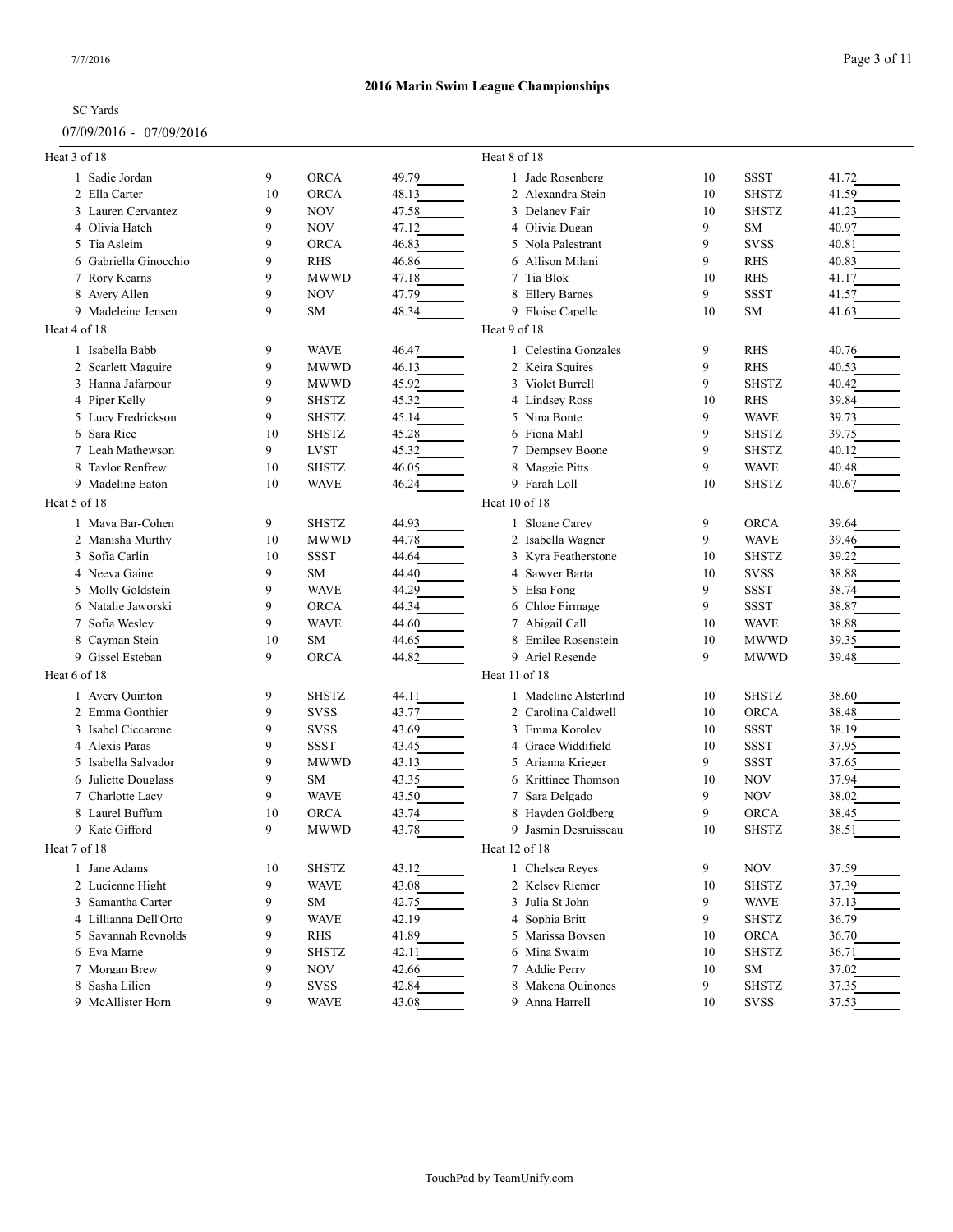**2016 Marin Swim League Championships**

SC Yards

07/09/2016 - 07/09/2016

Heat 3 of 18

| Lane | Name | Age | Team | Seed Time |
|---|---|---|---|---|
| 1 | Sadie Jordan | 9 | ORCA | 49.79 |
| 2 | Ella Carter | 10 | ORCA | 48.13 |
| 3 | Lauren Cervantez | 9 | NOV | 47.58 |
| 4 | Olivia Hatch | 9 | NOV | 47.12 |
| 5 | Tia Asleim | 9 | ORCA | 46.83 |
| 6 | Gabriella Ginocchio | 9 | RHS | 46.86 |
| 7 | Rory Kearns | 9 | MWWD | 47.18 |
| 8 | Avery Allen | 9 | NOV | 47.79 |
| 9 | Madeleine Jensen | 9 | SM | 48.34 |

Heat 4 of 18

| Lane | Name | Age | Team | Seed Time |
|---|---|---|---|---|
| 1 | Isabella Babb | 9 | WAVE | 46.47 |
| 2 | Scarlett Maguire | 9 | MWWD | 46.13 |
| 3 | Hanna Jafarpour | 9 | MWWD | 45.92 |
| 4 | Piper Kelly | 9 | SHSTZ | 45.32 |
| 5 | Lucy Fredrickson | 9 | SHSTZ | 45.14 |
| 6 | Sara Rice | 10 | SHSTZ | 45.28 |
| 7 | Leah Mathewson | 9 | LVST | 45.32 |
| 8 | Taylor Renfrew | 10 | SHSTZ | 46.05 |
| 9 | Madeline Eaton | 10 | WAVE | 46.24 |

Heat 5 of 18

| Lane | Name | Age | Team | Seed Time |
|---|---|---|---|---|
| 1 | Maya Bar-Cohen | 9 | SHSTZ | 44.93 |
| 2 | Manisha Murthy | 10 | MWWD | 44.78 |
| 3 | Sofia Carlin | 10 | SSST | 44.64 |
| 4 | Neeva Gaine | 9 | SM | 44.40 |
| 5 | Molly Goldstein | 9 | WAVE | 44.29 |
| 6 | Natalie Jaworski | 9 | ORCA | 44.34 |
| 7 | Sofia Wesley | 9 | WAVE | 44.60 |
| 8 | Cayman Stein | 10 | SM | 44.65 |
| 9 | Gissel Esteban | 9 | ORCA | 44.82 |

Heat 6 of 18

| Lane | Name | Age | Team | Seed Time |
|---|---|---|---|---|
| 1 | Avery Quinton | 9 | SHSTZ | 44.11 |
| 2 | Emma Gonthier | 9 | SVSS | 43.77 |
| 3 | Isabel Ciccarone | 9 | SVSS | 43.69 |
| 4 | Alexis Paras | 9 | SSST | 43.45 |
| 5 | Isabella Salvador | 9 | MWWD | 43.13 |
| 6 | Juliette Douglass | 9 | SM | 43.35 |
| 7 | Charlotte Lacy | 9 | WAVE | 43.50 |
| 8 | Laurel Buffum | 10 | ORCA | 43.74 |
| 9 | Kate Gifford | 9 | MWWD | 43.78 |

Heat 7 of 18

| Lane | Name | Age | Team | Seed Time |
|---|---|---|---|---|
| 1 | Jane Adams | 10 | SHSTZ | 43.12 |
| 2 | Lucienne Hight | 9 | WAVE | 43.08 |
| 3 | Samantha Carter | 9 | SM | 42.75 |
| 4 | Lillianna Dell'Orto | 9 | WAVE | 42.19 |
| 5 | Savannah Reynolds | 9 | RHS | 41.89 |
| 6 | Eva Marne | 9 | SHSTZ | 42.11 |
| 7 | Morgan Brew | 9 | NOV | 42.66 |
| 8 | Sasha Lilien | 9 | SVSS | 42.84 |
| 9 | McAllister Horn | 9 | WAVE | 43.08 |

Heat 8 of 18

| Lane | Name | Age | Team | Seed Time |
|---|---|---|---|---|
| 1 | Jade Rosenberg | 10 | SSST | 41.72 |
| 2 | Alexandra Stein | 10 | SHSTZ | 41.59 |
| 3 | Delaney Fair | 10 | SHSTZ | 41.23 |
| 4 | Olivia Dugan | 9 | SM | 40.97 |
| 5 | Nola Palestrant | 9 | SVSS | 40.81 |
| 6 | Allison Milani | 9 | RHS | 40.83 |
| 7 | Tia Blok | 10 | RHS | 41.17 |
| 8 | Ellery Barnes | 9 | SSST | 41.57 |
| 9 | Eloise Capelle | 10 | SM | 41.63 |

Heat 9 of 18

| Lane | Name | Age | Team | Seed Time |
|---|---|---|---|---|
| 1 | Celestina Gonzales | 9 | RHS | 40.76 |
| 2 | Keira Squires | 9 | RHS | 40.53 |
| 3 | Violet Burrell | 9 | SHSTZ | 40.42 |
| 4 | Lindsey Ross | 10 | RHS | 39.84 |
| 5 | Nina Bonte | 9 | WAVE | 39.73 |
| 6 | Fiona Mahl | 9 | SHSTZ | 39.75 |
| 7 | Dempsey Boone | 9 | SHSTZ | 40.12 |
| 8 | Maggie Pitts | 9 | WAVE | 40.48 |
| 9 | Farah Loll | 10 | SHSTZ | 40.67 |

Heat 10 of 18

| Lane | Name | Age | Team | Seed Time |
|---|---|---|---|---|
| 1 | Sloane Carey | 9 | ORCA | 39.64 |
| 2 | Isabella Wagner | 9 | WAVE | 39.46 |
| 3 | Kyra Featherstone | 10 | SHSTZ | 39.22 |
| 4 | Sawyer Barta | 10 | SVSS | 38.88 |
| 5 | Elsa Fong | 9 | SSST | 38.74 |
| 6 | Chloe Firmage | 9 | SSST | 38.87 |
| 7 | Abigail Call | 10 | WAVE | 38.88 |
| 8 | Emilee Rosenstein | 10 | MWWD | 39.35 |
| 9 | Ariel Resende | 9 | MWWD | 39.48 |

Heat 11 of 18

| Lane | Name | Age | Team | Seed Time |
|---|---|---|---|---|
| 1 | Madeline Alsterlind | 10 | SHSTZ | 38.60 |
| 2 | Carolina Caldwell | 10 | ORCA | 38.48 |
| 3 | Emma Korolev | 10 | SSST | 38.19 |
| 4 | Grace Widdifield | 10 | SSST | 37.95 |
| 5 | Arianna Krieger | 9 | SSST | 37.65 |
| 6 | Krittinee Thomson | 10 | NOV | 37.94 |
| 7 | Sara Delgado | 9 | NOV | 38.02 |
| 8 | Hayden Goldberg | 9 | ORCA | 38.45 |
| 9 | Jasmin Desruisseau | 10 | SHSTZ | 38.51 |

Heat 12 of 18

| Lane | Name | Age | Team | Seed Time |
|---|---|---|---|---|
| 1 | Chelsea Reyes | 9 | NOV | 37.59 |
| 2 | Kelsey Riemer | 10 | SHSTZ | 37.39 |
| 3 | Julia St John | 9 | WAVE | 37.13 |
| 4 | Sophia Britt | 9 | SHSTZ | 36.79 |
| 5 | Marissa Boysen | 10 | ORCA | 36.70 |
| 6 | Mina Swaim | 10 | SHSTZ | 36.71 |
| 7 | Addie Perry | 10 | SM | 37.02 |
| 8 | Makena Quinones | 9 | SHSTZ | 37.35 |
| 9 | Anna Harrell | 10 | SVSS | 37.53 |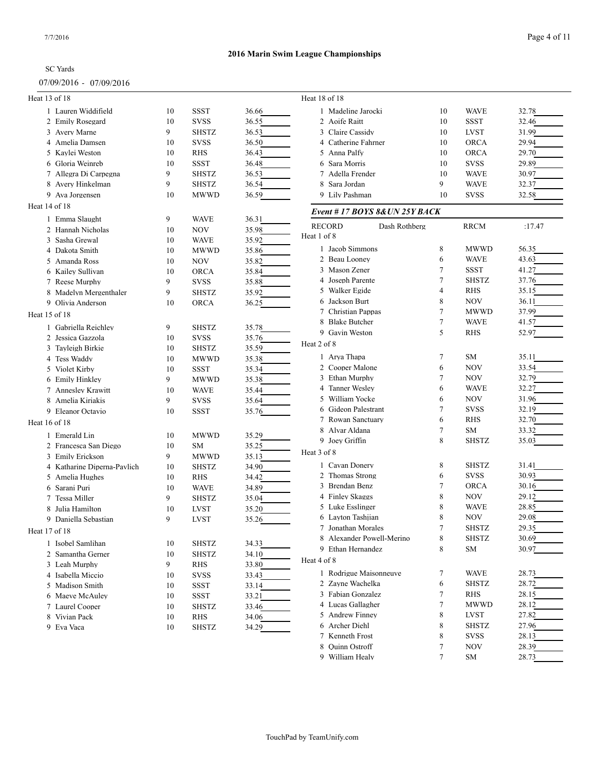**2016 Marin Swim League Championships**

SC Yards

07/09/2016 - 07/09/2016

Heat 13 of 18

| # | Name | Age | Team | Seed Time |
|---|---|---|---|---|
| 1 | Lauren Widdifield | 10 | SSST | 36.66 |
| 2 | Emily Rosegard | 10 | SVSS | 36.55 |
| 3 | Avery Marne | 9 | SHSTZ | 36.53 |
| 4 | Amelia Damsen | 10 | SVSS | 36.50 |
| 5 | Kaylei Weston | 10 | RHS | 36.43 |
| 6 | Gloria Weinreb | 10 | SSST | 36.48 |
| 7 | Allegra Di Carpegna | 9 | SHSTZ | 36.53 |
| 8 | Avery Hinkelman | 9 | SHSTZ | 36.54 |
| 9 | Ava Jorgensen | 10 | MWWD | 36.59 |

Heat 14 of 18

| # | Name | Age | Team | Seed Time |
|---|---|---|---|---|
| 1 | Emma Slaught | 9 | WAVE | 36.31 |
| 2 | Hannah Nicholas | 10 | NOV | 35.98 |
| 3 | Sasha Grewal | 10 | WAVE | 35.92 |
| 4 | Dakota Smith | 10 | MWWD | 35.86 |
| 5 | Amanda Ross | 10 | NOV | 35.82 |
| 6 | Kailey Sullivan | 10 | ORCA | 35.84 |
| 7 | Reese Murphy | 9 | SVSS | 35.88 |
| 8 | Madelyn Mergenthaler | 9 | SHSTZ | 35.92 |
| 9 | Olivia Anderson | 10 | ORCA | 36.25 |

Heat 15 of 18

| # | Name | Age | Team | Seed Time |
|---|---|---|---|---|
| 1 | Gabriella Reichley | 9 | SHSTZ | 35.78 |
| 2 | Jessica Gazzola | 10 | SVSS | 35.76 |
| 3 | Tayleigh Birkie | 10 | SHSTZ | 35.59 |
| 4 | Tess Waddy | 10 | MWWD | 35.38 |
| 5 | Violet Kirby | 10 | SSST | 35.34 |
| 6 | Emily Hinkley | 9 | MWWD | 35.38 |
| 7 | Annesley Krawitt | 10 | WAVE | 35.44 |
| 8 | Amelia Kiriakis | 9 | SVSS | 35.64 |
| 9 | Eleanor Octavio | 10 | SSST | 35.76 |

Heat 16 of 18

| # | Name | Age | Team | Seed Time |
|---|---|---|---|---|
| 1 | Emerald Lin | 10 | MWWD | 35.29 |
| 2 | Francesca San Diego | 10 | SM | 35.25 |
| 3 | Emily Erickson | 9 | MWWD | 35.13 |
| 4 | Katharine Diperna-Pavlich | 10 | SHSTZ | 34.90 |
| 5 | Amelia Hughes | 10 | RHS | 34.42 |
| 6 | Sarani Puri | 10 | WAVE | 34.89 |
| 7 | Tessa Miller | 9 | SHSTZ | 35.04 |
| 8 | Julia Hamilton | 10 | LVST | 35.20 |
| 9 | Daniella Sebastian | 9 | LVST | 35.26 |

Heat 17 of 18

| # | Name | Age | Team | Seed Time |
|---|---|---|---|---|
| 1 | Isobel Samlihan | 10 | SHSTZ | 34.33 |
| 2 | Samantha Gerner | 10 | SHSTZ | 34.10 |
| 3 | Leah Murphy | 9 | RHS | 33.80 |
| 4 | Isabella Miccio | 10 | SVSS | 33.43 |
| 5 | Madison Smith | 10 | SSST | 33.14 |
| 6 | Maeve McAuley | 10 | SSST | 33.21 |
| 7 | Laurel Cooper | 10 | SHSTZ | 33.46 |
| 8 | Vivian Pack | 10 | RHS | 34.06 |
| 9 | Eva Vaca | 10 | SHSTZ | 34.29 |

Heat 18 of 18

| # | Name | Age | Team | Seed Time |
|---|---|---|---|---|
| 1 | Madeline Jarocki | 10 | WAVE | 32.78 |
| 2 | Aoife Raitt | 10 | SSST | 32.46 |
| 3 | Claire Cassidy | 10 | LVST | 31.99 |
| 4 | Catherine Fahrner | 10 | ORCA | 29.94 |
| 5 | Anna Palfy | 10 | ORCA | 29.70 |
| 6 | Sara Morris | 10 | SVSS | 29.89 |
| 7 | Adella Frender | 10 | WAVE | 30.97 |
| 8 | Sara Jordan | 9 | WAVE | 32.37 |
| 9 | Lily Pashman | 10 | SVSS | 32.58 |

### *Event # 17 BOYS 8&UN 25Y BACK*

RECORD — Dash Rothberg — RRCM — :17.47

Heat 1 of 8

| # | Name | Age | Team | Seed Time |
|---|---|---|---|---|
| 1 | Jacob Simmons | 8 | MWWD | 56.35 |
| 2 | Beau Looney | 6 | WAVE | 43.63 |
| 3 | Mason Zener | 7 | SSST | 41.27 |
| 4 | Joseph Parente | 7 | SHSTZ | 37.76 |
| 5 | Walker Egide | 4 | RHS | 35.15 |
| 6 | Jackson Burt | 8 | NOV | 36.11 |
| 7 | Christian Pappas | 7 | MWWD | 37.99 |
| 8 | Blake Butcher | 7 | WAVE | 41.57 |
| 9 | Gavin Weston | 5 | RHS | 52.97 |

Heat 2 of 8

| # | Name | Age | Team | Seed Time |
|---|---|---|---|---|
| 1 | Arya Thapa | 7 | SM | 35.11 |
| 2 | Cooper Malone | 6 | NOV | 33.54 |
| 3 | Ethan Murphy | 7 | NOV | 32.79 |
| 4 | Tanner Wesley | 6 | WAVE | 32.27 |
| 5 | William Yocke | 6 | NOV | 31.96 |
| 6 | Gideon Palestrant | 7 | SVSS | 32.19 |
| 7 | Rowan Sanctuary | 6 | RHS | 32.70 |
| 8 | Alvar Aldana | 7 | SM | 33.32 |
| 9 | Joey Griffin | 8 | SHSTZ | 35.03 |

Heat 3 of 8

| # | Name | Age | Team | Seed Time |
|---|---|---|---|---|
| 1 | Cavan Donery | 8 | SHSTZ | 31.41 |
| 2 | Thomas Strong | 6 | SVSS | 30.93 |
| 3 | Brendan Benz | 7 | ORCA | 30.16 |
| 4 | Finley Skaggs | 8 | NOV | 29.12 |
| 5 | Luke Esslinger | 8 | WAVE | 28.85 |
| 6 | Layton Tashjian | 8 | NOV | 29.08 |
| 7 | Jonathan Morales | 7 | SHSTZ | 29.35 |
| 8 | Alexander Powell-Merino | 8 | SHSTZ | 30.69 |
| 9 | Ethan Hernandez | 8 | SM | 30.97 |

Heat 4 of 8

| # | Name | Age | Team | Seed Time |
|---|---|---|---|---|
| 1 | Rodrigue Maisonneuve | 7 | WAVE | 28.73 |
| 2 | Zayne Wachelka | 6 | SHSTZ | 28.72 |
| 3 | Fabian Gonzalez | 7 | RHS | 28.15 |
| 4 | Lucas Gallagher | 7 | MWWD | 28.12 |
| 5 | Andrew Finney | 8 | LVST | 27.82 |
| 6 | Archer Diehl | 8 | SHSTZ | 27.96 |
| 7 | Kenneth Frost | 8 | SVSS | 28.13 |
| 8 | Quinn Ostroff | 7 | NOV | 28.39 |
| 9 | William Healy | 7 | SM | 28.73 |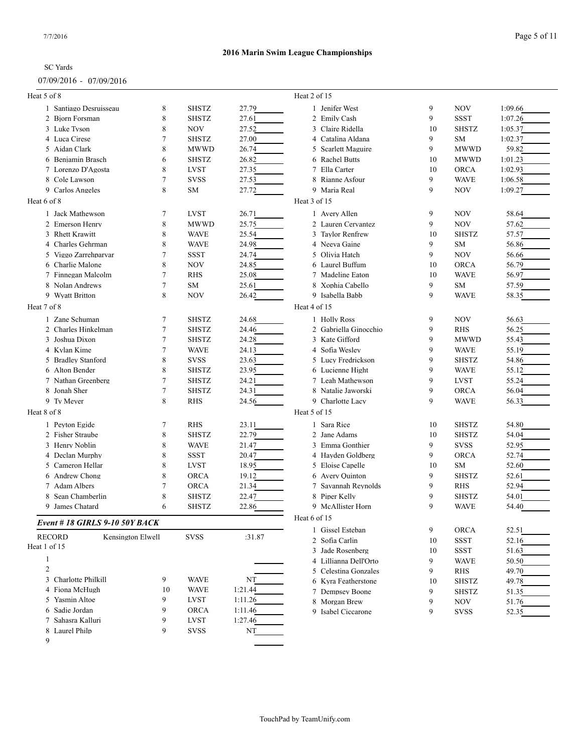# 2016 Marin Swim League Championships

SC Yards

07/09/2016 - 07/09/2016

Heat 5 of 8

| Lane | Name | Age | Team | Seed Time |
|---|---|---|---|---|
| 1 | Santiago Desruisseau | 8 | SHSTZ | 27.79 |
| 2 | Bjorn Forsman | 8 | SHSTZ | 27.61 |
| 3 | Luke Tyson | 8 | NOV | 27.52 |
| 4 | Luca Cirese | 7 | SHSTZ | 27.00 |
| 5 | Aidan Clark | 8 | MWWD | 26.74 |
| 6 | Benjamin Brasch | 6 | SHSTZ | 26.82 |
| 7 | Lorenzo D'Agosta | 8 | LVST | 27.35 |
| 8 | Cole Lawson | 7 | SVSS | 27.53 |
| 9 | Carlos Angeles | 8 | SM | 27.72 |

Heat 6 of 8

| Lane | Name | Age | Team | Seed Time |
|---|---|---|---|---|
| 1 | Jack Mathewson | 7 | LVST | 26.71 |
| 2 | Emerson Henry | 8 | MWWD | 25.75 |
| 3 | Rhett Krawitt | 8 | WAVE | 25.54 |
| 4 | Charles Gehrman | 8 | WAVE | 24.98 |
| 5 | Viggo Zarrehparvar | 7 | SSST | 24.74 |
| 6 | Charlie Malone | 8 | NOV | 24.85 |
| 7 | Finnegan Malcolm | 7 | RHS | 25.08 |
| 8 | Nolan Andrews | 7 | SM | 25.61 |
| 9 | Wyatt Britton | 8 | NOV | 26.42 |

Heat 7 of 8

| Lane | Name | Age | Team | Seed Time |
|---|---|---|---|---|
| 1 | Zane Schuman | 7 | SHSTZ | 24.68 |
| 2 | Charles Hinkelman | 7 | SHSTZ | 24.46 |
| 3 | Joshua Dixon | 7 | SHSTZ | 24.28 |
| 4 | Kylan Kime | 7 | WAVE | 24.13 |
| 5 | Bradley Stanford | 8 | SVSS | 23.63 |
| 6 | Alton Bender | 8 | SHSTZ | 23.95 |
| 7 | Nathan Greenberg | 7 | SHSTZ | 24.21 |
| 8 | Jonah Sher | 7 | SHSTZ | 24.31 |
| 9 | Ty Meyer | 8 | RHS | 24.56 |

Heat 8 of 8

| Lane | Name | Age | Team | Seed Time |
|---|---|---|---|---|
| 1 | Peyton Egide | 7 | RHS | 23.11 |
| 2 | Fisher Straube | 8 | SHSTZ | 22.79 |
| 3 | Henry Noblin | 8 | WAVE | 21.47 |
| 4 | Declan Murphy | 8 | SSST | 20.47 |
| 5 | Cameron Hellar | 8 | LVST | 18.95 |
| 6 | Andrew Chong | 8 | ORCA | 19.12 |
| 7 | Adam Albers | 7 | ORCA | 21.34 |
| 8 | Sean Chamberlin | 8 | SHSTZ | 22.47 |
| 9 | James Chatard | 6 | SHSTZ | 22.86 |

### *Event # 18 GIRLS 9-10 50Y BACK*

RECORD Kensington Elwell SVSS :31.87

Heat 1 of 15

| Lane | Name | Age | Team | Seed Time |
|---|---|---|---|---|
| 1 | | | | |
| 2 | | | | |
| 3 | Charlotte Philkill | 9 | WAVE | NT |
| 4 | Fiona McHugh | 10 | WAVE | 1:21.44 |
| 5 | Yasmin Altoe | 9 | LVST | 1:11.26 |
| 6 | Sadie Jordan | 9 | ORCA | 1:11.46 |
| 7 | Sahasra Kalluri | 9 | LVST | 1:27.46 |
| 8 | Laurel Philp | 9 | SVSS | NT |
| 9 | | | | |

Heat 2 of 15

| Lane | Name | Age | Team | Seed Time |
|---|---|---|---|---|
| 1 | Jenifer West | 9 | NOV | 1:09.66 |
| 2 | Emily Cash | 9 | SSST | 1:07.26 |
| 3 | Claire Ridella | 10 | SHSTZ | 1:05.37 |
| 4 | Catalina Aldana | 9 | SM | 1:02.37 |
| 5 | Scarlett Maguire | 9 | MWWD | 59.82 |
| 6 | Rachel Butts | 10 | MWWD | 1:01.23 |
| 7 | Ella Carter | 10 | ORCA | 1:02.93 |
| 8 | Rianne Asfour | 9 | WAVE | 1:06.58 |
| 9 | Maria Real | 9 | NOV | 1:09.27 |

Heat 3 of 15

| Lane | Name | Age | Team | Seed Time |
|---|---|---|---|---|
| 1 | Avery Allen | 9 | NOV | 58.64 |
| 2 | Lauren Cervantez | 9 | NOV | 57.62 |
| 3 | Taylor Renfrew | 10 | SHSTZ | 57.57 |
| 4 | Neeva Gaine | 9 | SM | 56.86 |
| 5 | Olivia Hatch | 9 | NOV | 56.66 |
| 6 | Laurel Buffum | 10 | ORCA | 56.79 |
| 7 | Madeline Eaton | 10 | WAVE | 56.97 |
| 8 | Xophia Cabello | 9 | SM | 57.59 |
| 9 | Isabella Babb | 9 | WAVE | 58.35 |

Heat 4 of 15

| Lane | Name | Age | Team | Seed Time |
|---|---|---|---|---|
| 1 | Holly Ross | 9 | NOV | 56.63 |
| 2 | Gabriella Ginocchio | 9 | RHS | 56.25 |
| 3 | Kate Gifford | 9 | MWWD | 55.43 |
| 4 | Sofia Wesley | 9 | WAVE | 55.19 |
| 5 | Lucy Fredrickson | 9 | SHSTZ | 54.86 |
| 6 | Lucienne Hight | 9 | WAVE | 55.12 |
| 7 | Leah Mathewson | 9 | LVST | 55.24 |
| 8 | Natalie Jaworski | 9 | ORCA | 56.04 |
| 9 | Charlotte Lacy | 9 | WAVE | 56.33 |

Heat 5 of 15

| Lane | Name | Age | Team | Seed Time |
|---|---|---|---|---|
| 1 | Sara Rice | 10 | SHSTZ | 54.80 |
| 2 | Jane Adams | 10 | SHSTZ | 54.04 |
| 3 | Emma Gonthier | 9 | SVSS | 52.95 |
| 4 | Hayden Goldberg | 9 | ORCA | 52.74 |
| 5 | Eloise Capelle | 10 | SM | 52.60 |
| 6 | Avery Quinton | 9 | SHSTZ | 52.61 |
| 7 | Savannah Reynolds | 9 | RHS | 52.94 |
| 8 | Piper Kelly | 9 | SHSTZ | 54.01 |
| 9 | McAllister Horn | 9 | WAVE | 54.40 |

Heat 6 of 15

| Lane | Name | Age | Team | Seed Time |
|---|---|---|---|---|
| 1 | Gissel Esteban | 9 | ORCA | 52.51 |
| 2 | Sofia Carlin | 10 | SSST | 52.16 |
| 3 | Jade Rosenberg | 10 | SSST | 51.63 |
| 4 | Lillianna Dell'Orto | 9 | WAVE | 50.50 |
| 5 | Celestina Gonzales | 9 | RHS | 49.70 |
| 6 | Kyra Featherstone | 10 | SHSTZ | 49.78 |
| 7 | Dempsey Boone | 9 | SHSTZ | 51.35 |
| 8 | Morgan Brew | 9 | NOV | 51.76 |
| 9 | Isabel Ciccarone | 9 | SVSS | 52.35 |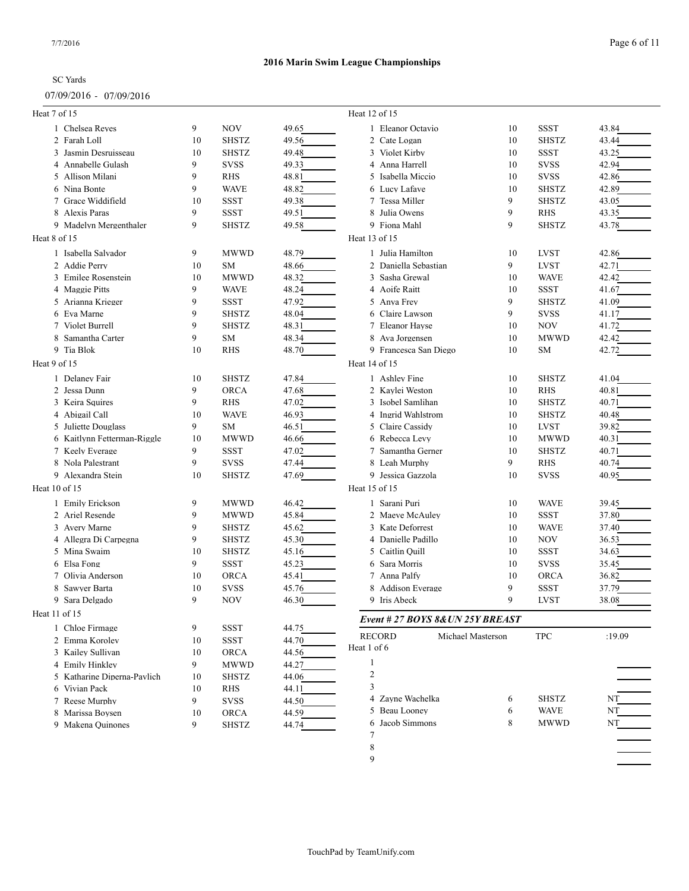## 2016 Marin Swim League Championships

SC Yards

07/09/2016 - 07/09/2016

### Heat 7 of 15

| Lane | Name | Age | Team | Seed Time |
|---|---|---|---|---|
| 1 | Chelsea Reyes | 9 | NOV | 49.65 |
| 2 | Farah Loll | 10 | SHSTZ | 49.56 |
| 3 | Jasmin Desruisseau | 10 | SHSTZ | 49.48 |
| 4 | Annabelle Gulash | 9 | SVSS | 49.33 |
| 5 | Allison Milani | 9 | RHS | 48.81 |
| 6 | Nina Bonte | 9 | WAVE | 48.82 |
| 7 | Grace Widdifield | 10 | SSST | 49.38 |
| 8 | Alexis Paras | 9 | SSST | 49.51 |
| 9 | Madelyn Mergenthaler | 9 | SHSTZ | 49.58 |

### Heat 8 of 15

| Lane | Name | Age | Team | Seed Time |
|---|---|---|---|---|
| 1 | Isabella Salvador | 9 | MWWD | 48.79 |
| 2 | Addie Perry | 10 | SM | 48.66 |
| 3 | Emilee Rosenstein | 10 | MWWD | 48.32 |
| 4 | Maggie Pitts | 9 | WAVE | 48.24 |
| 5 | Arianna Krieger | 9 | SSST | 47.92 |
| 6 | Eva Marne | 9 | SHSTZ | 48.04 |
| 7 | Violet Burrell | 9 | SHSTZ | 48.31 |
| 8 | Samantha Carter | 9 | SM | 48.34 |
| 9 | Tia Blok | 10 | RHS | 48.70 |

### Heat 9 of 15

| Lane | Name | Age | Team | Seed Time |
|---|---|---|---|---|
| 1 | Delaney Fair | 10 | SHSTZ | 47.84 |
| 2 | Jessa Dunn | 9 | ORCA | 47.68 |
| 3 | Keira Squires | 9 | RHS | 47.02 |
| 4 | Abigail Call | 10 | WAVE | 46.93 |
| 5 | Juliette Douglass | 9 | SM | 46.51 |
| 6 | Kaitlynn Fetterman-Riggle | 10 | MWWD | 46.66 |
| 7 | Keely Everage | 9 | SSST | 47.02 |
| 8 | Nola Palestrant | 9 | SVSS | 47.44 |
| 9 | Alexandra Stein | 10 | SHSTZ | 47.69 |

### Heat 10 of 15

| Lane | Name | Age | Team | Seed Time |
|---|---|---|---|---|
| 1 | Emily Erickson | 9 | MWWD | 46.42 |
| 2 | Ariel Resende | 9 | MWWD | 45.84 |
| 3 | Avery Marne | 9 | SHSTZ | 45.62 |
| 4 | Allegra Di Carpegna | 9 | SHSTZ | 45.30 |
| 5 | Mina Swaim | 10 | SHSTZ | 45.16 |
| 6 | Elsa Fong | 9 | SSST | 45.23 |
| 7 | Olivia Anderson | 10 | ORCA | 45.41 |
| 8 | Sawyer Barta | 10 | SVSS | 45.76 |
| 9 | Sara Delgado | 9 | NOV | 46.30 |

### Heat 11 of 15

| Lane | Name | Age | Team | Seed Time |
|---|---|---|---|---|
| 1 | Chloe Firmage | 9 | SSST | 44.75 |
| 2 | Emma Korolev | 10 | SSST | 44.70 |
| 3 | Kailey Sullivan | 10 | ORCA | 44.56 |
| 4 | Emily Hinkley | 9 | MWWD | 44.27 |
| 5 | Katharine Diperna-Pavlich | 10 | SHSTZ | 44.06 |
| 6 | Vivian Pack | 10 | RHS | 44.11 |
| 7 | Reese Murphy | 9 | SVSS | 44.50 |
| 8 | Marissa Boysen | 10 | ORCA | 44.59 |
| 9 | Makena Quinones | 9 | SHSTZ | 44.74 |

### Heat 12 of 15

| Lane | Name | Age | Team | Seed Time |
|---|---|---|---|---|
| 1 | Eleanor Octavio | 10 | SSST | 43.84 |
| 2 | Cate Logan | 10 | SHSTZ | 43.44 |
| 3 | Violet Kirby | 10 | SSST | 43.25 |
| 4 | Anna Harrell | 10 | SVSS | 42.94 |
| 5 | Isabella Miccio | 10 | SVSS | 42.86 |
| 6 | Lucy Lafave | 10 | SHSTZ | 42.89 |
| 7 | Tessa Miller | 9 | SHSTZ | 43.05 |
| 8 | Julia Owens | 9 | RHS | 43.35 |
| 9 | Fiona Mahl | 9 | SHSTZ | 43.78 |

### Heat 13 of 15

| Lane | Name | Age | Team | Seed Time |
|---|---|---|---|---|
| 1 | Julia Hamilton | 10 | LVST | 42.86 |
| 2 | Daniella Sebastian | 9 | LVST | 42.71 |
| 3 | Sasha Grewal | 10 | WAVE | 42.42 |
| 4 | Aoife Raitt | 10 | SSST | 41.67 |
| 5 | Anya Frey | 9 | SHSTZ | 41.09 |
| 6 | Claire Lawson | 9 | SVSS | 41.17 |
| 7 | Eleanor Hayse | 10 | NOV | 41.72 |
| 8 | Ava Jorgensen | 10 | MWWD | 42.42 |
| 9 | Francesca San Diego | 10 | SM | 42.72 |

### Heat 14 of 15

| Lane | Name | Age | Team | Seed Time |
|---|---|---|---|---|
| 1 | Ashley Fine | 10 | SHSTZ | 41.04 |
| 2 | Kaylei Weston | 10 | RHS | 40.81 |
| 3 | Isobel Samlihan | 10 | SHSTZ | 40.71 |
| 4 | Ingrid Wahlstrom | 10 | SHSTZ | 40.48 |
| 5 | Claire Cassidy | 10 | LVST | 39.82 |
| 6 | Rebecca Levy | 10 | MWWD | 40.31 |
| 7 | Samantha Gerner | 10 | SHSTZ | 40.71 |
| 8 | Leah Murphy | 9 | RHS | 40.74 |
| 9 | Jessica Gazzola | 10 | SVSS | 40.95 |

### Heat 15 of 15

| Lane | Name | Age | Team | Seed Time |
|---|---|---|---|---|
| 1 | Sarani Puri | 10 | WAVE | 39.45 |
| 2 | Maeve McAuley | 10 | SSST | 37.80 |
| 3 | Kate Deforrest | 10 | WAVE | 37.40 |
| 4 | Danielle Padillo | 10 | NOV | 36.53 |
| 5 | Caitlin Quill | 10 | SSST | 34.63 |
| 6 | Sara Morris | 10 | SVSS | 35.45 |
| 7 | Anna Palfy | 10 | ORCA | 36.82 |
| 8 | Addison Everage | 9 | SSST | 37.79 |
| 9 | Iris Abeck | 9 | LVST | 38.08 |

### *Event # 27 BOYS 8&UN 25Y BREAST*

RECORD — Michael Masterson — TPC — :19.09

### Heat 1 of 6

| Lane | Name | Age | Team | Seed Time |
|---|---|---|---|---|
| 1 | | | | |
| 2 | | | | |
| 3 | | | | |
| 4 | Zayne Wachelka | 6 | SHSTZ | NT |
| 5 | Beau Looney | 6 | WAVE | NT |
| 6 | Jacob Simmons | 8 | MWWD | NT |
| 7 | | | | |
| 8 | | | | |
| 9 | | | | |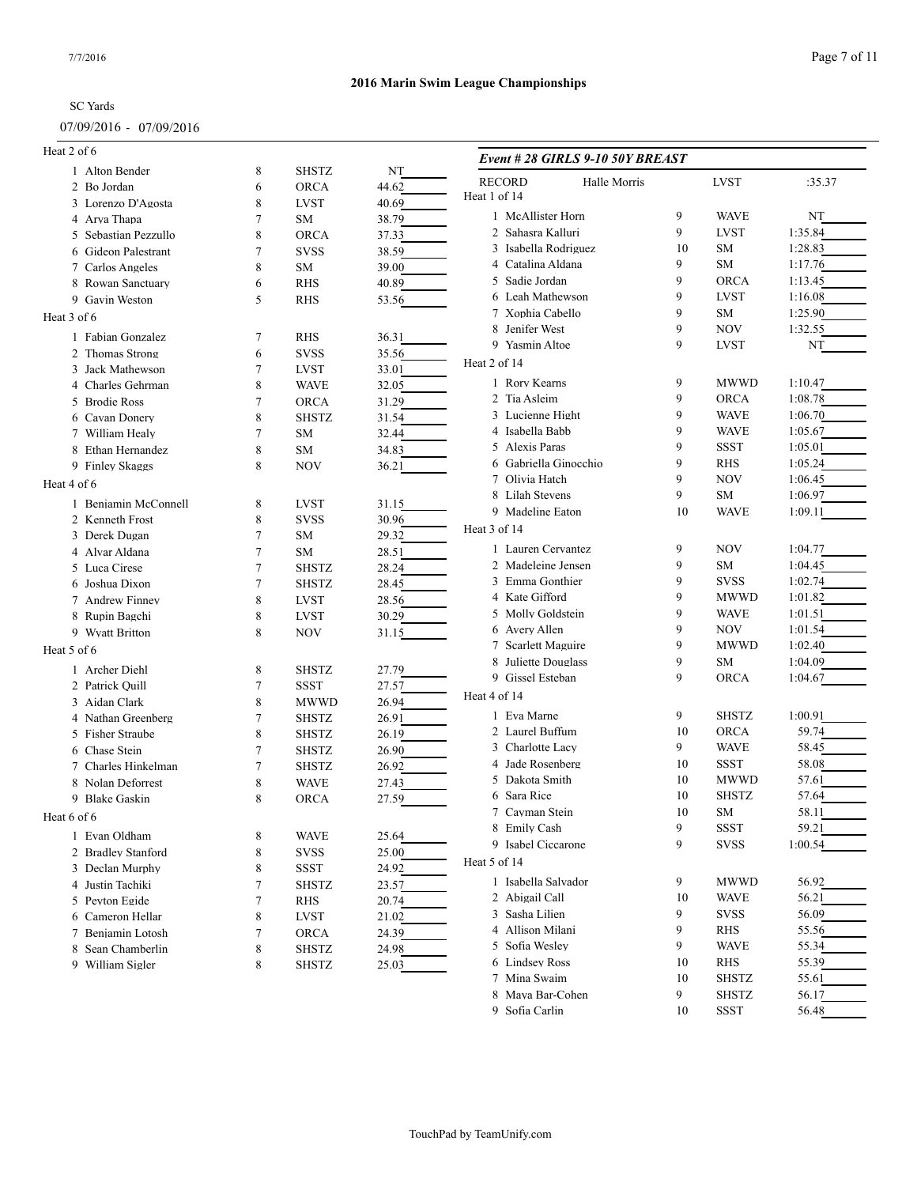**2016 Marin Swim League Championships**

SC Yards

07/09/2016 - 07/09/2016

Heat 2 of 6

| | Name | Age | Team | Seed Time |
|---|---|---|---|---|
| 1 | Alton Bender | 8 | SHSTZ | NT |
| 2 | Bo Jordan | 6 | ORCA | 44.62 |
| 3 | Lorenzo D'Agosta | 8 | LVST | 40.69 |
| 4 | Arya Thapa | 7 | SM | 38.79 |
| 5 | Sebastian Pezzullo | 8 | ORCA | 37.33 |
| 6 | Gideon Palestrant | 7 | SVSS | 38.59 |
| 7 | Carlos Angeles | 8 | SM | 39.00 |
| 8 | Rowan Sanctuary | 6 | RHS | 40.89 |
| 9 | Gavin Weston | 5 | RHS | 53.56 |

Heat 3 of 6

| | Name | Age | Team | Seed Time |
|---|---|---|---|---|
| 1 | Fabian Gonzalez | 7 | RHS | 36.31 |
| 2 | Thomas Strong | 6 | SVSS | 35.56 |
| 3 | Jack Mathewson | 7 | LVST | 33.01 |
| 4 | Charles Gehrman | 8 | WAVE | 32.05 |
| 5 | Brodie Ross | 7 | ORCA | 31.29 |
| 6 | Cavan Donery | 8 | SHSTZ | 31.54 |
| 7 | William Healy | 7 | SM | 32.44 |
| 8 | Ethan Hernandez | 8 | SM | 34.83 |
| 9 | Finley Skaggs | 8 | NOV | 36.21 |

Heat 4 of 6

| | Name | Age | Team | Seed Time |
|---|---|---|---|---|
| 1 | Benjamin McConnell | 8 | LVST | 31.15 |
| 2 | Kenneth Frost | 8 | SVSS | 30.96 |
| 3 | Derek Dugan | 7 | SM | 29.32 |
| 4 | Alvar Aldana | 7 | SM | 28.51 |
| 5 | Luca Cirese | 7 | SHSTZ | 28.24 |
| 6 | Joshua Dixon | 7 | SHSTZ | 28.45 |
| 7 | Andrew Finney | 8 | LVST | 28.56 |
| 8 | Rupin Bagchi | 8 | LVST | 30.29 |
| 9 | Wyatt Britton | 8 | NOV | 31.15 |

Heat 5 of 6

| | Name | Age | Team | Seed Time |
|---|---|---|---|---|
| 1 | Archer Diehl | 8 | SHSTZ | 27.79 |
| 2 | Patrick Quill | 7 | SSST | 27.57 |
| 3 | Aidan Clark | 8 | MWWD | 26.94 |
| 4 | Nathan Greenberg | 7 | SHSTZ | 26.91 |
| 5 | Fisher Straube | 8 | SHSTZ | 26.19 |
| 6 | Chase Stein | 7 | SHSTZ | 26.90 |
| 7 | Charles Hinkelman | 7 | SHSTZ | 26.92 |
| 8 | Nolan Deforrest | 8 | WAVE | 27.43 |
| 9 | Blake Gaskin | 8 | ORCA | 27.59 |

Heat 6 of 6

| | Name | Age | Team | Seed Time |
|---|---|---|---|---|
| 1 | Evan Oldham | 8 | WAVE | 25.64 |
| 2 | Bradley Stanford | 8 | SVSS | 25.00 |
| 3 | Declan Murphy | 8 | SSST | 24.92 |
| 4 | Justin Tachiki | 7 | SHSTZ | 23.57 |
| 5 | Peyton Egide | 7 | RHS | 20.74 |
| 6 | Cameron Hellar | 8 | LVST | 21.02 |
| 7 | Benjamin Lotosh | 7 | ORCA | 24.39 |
| 8 | Sean Chamberlin | 8 | SHSTZ | 24.98 |
| 9 | William Sigler | 8 | SHSTZ | 25.03 |

### *Event # 28 GIRLS 9-10 50Y BREAST*

RECORD — Halle Morris — LVST — :35.37

Heat 1 of 14

| | Name | Age | Team | Seed Time |
|---|---|---|---|---|
| 1 | McAllister Horn | 9 | WAVE | NT |
| 2 | Sahasra Kalluri | 9 | LVST | 1:35.84 |
| 3 | Isabella Rodriguez | 10 | SM | 1:28.83 |
| 4 | Catalina Aldana | 9 | SM | 1:17.76 |
| 5 | Sadie Jordan | 9 | ORCA | 1:13.45 |
| 6 | Leah Mathewson | 9 | LVST | 1:16.08 |
| 7 | Xophia Cabello | 9 | SM | 1:25.90 |
| 8 | Jenifer West | 9 | NOV | 1:32.55 |
| 9 | Yasmin Altoe | 9 | LVST | NT |

Heat 2 of 14

| | Name | Age | Team | Seed Time |
|---|---|---|---|---|
| 1 | Rory Kearns | 9 | MWWD | 1:10.47 |
| 2 | Tia Asleim | 9 | ORCA | 1:08.78 |
| 3 | Lucienne Hight | 9 | WAVE | 1:06.70 |
| 4 | Isabella Babb | 9 | WAVE | 1:05.67 |
| 5 | Alexis Paras | 9 | SSST | 1:05.01 |
| 6 | Gabriella Ginocchio | 9 | RHS | 1:05.24 |
| 7 | Olivia Hatch | 9 | NOV | 1:06.45 |
| 8 | Lilah Stevens | 9 | SM | 1:06.97 |
| 9 | Madeline Eaton | 10 | WAVE | 1:09.11 |

Heat 3 of 14

| | Name | Age | Team | Seed Time |
|---|---|---|---|---|
| 1 | Lauren Cervantez | 9 | NOV | 1:04.77 |
| 2 | Madeleine Jensen | 9 | SM | 1:04.45 |
| 3 | Emma Gonthier | 9 | SVSS | 1:02.74 |
| 4 | Kate Gifford | 9 | MWWD | 1:01.82 |
| 5 | Molly Goldstein | 9 | WAVE | 1:01.51 |
| 6 | Avery Allen | 9 | NOV | 1:01.54 |
| 7 | Scarlett Maguire | 9 | MWWD | 1:02.40 |
| 8 | Juliette Douglass | 9 | SM | 1:04.09 |
| 9 | Gissel Esteban | 9 | ORCA | 1:04.67 |

Heat 4 of 14

| | Name | Age | Team | Seed Time |
|---|---|---|---|---|
| 1 | Eva Marne | 9 | SHSTZ | 1:00.91 |
| 2 | Laurel Buffum | 10 | ORCA | 59.74 |
| 3 | Charlotte Lacy | 9 | WAVE | 58.45 |
| 4 | Jade Rosenberg | 10 | SSST | 58.08 |
| 5 | Dakota Smith | 10 | MWWD | 57.61 |
| 6 | Sara Rice | 10 | SHSTZ | 57.64 |
| 7 | Cayman Stein | 10 | SM | 58.11 |
| 8 | Emily Cash | 9 | SSST | 59.21 |
| 9 | Isabel Ciccarone | 9 | SVSS | 1:00.54 |

Heat 5 of 14

| | Name | Age | Team | Seed Time |
|---|---|---|---|---|
| 1 | Isabella Salvador | 9 | MWWD | 56.92 |
| 2 | Abigail Call | 10 | WAVE | 56.21 |
| 3 | Sasha Lilien | 9 | SVSS | 56.09 |
| 4 | Allison Milani | 9 | RHS | 55.56 |
| 5 | Sofia Wesley | 9 | WAVE | 55.34 |
| 6 | Lindsey Ross | 10 | RHS | 55.39 |
| 7 | Mina Swaim | 10 | SHSTZ | 55.61 |
| 8 | Maya Bar-Cohen | 9 | SHSTZ | 56.17 |
| 9 | Sofia Carlin | 10 | SSST | 56.48 |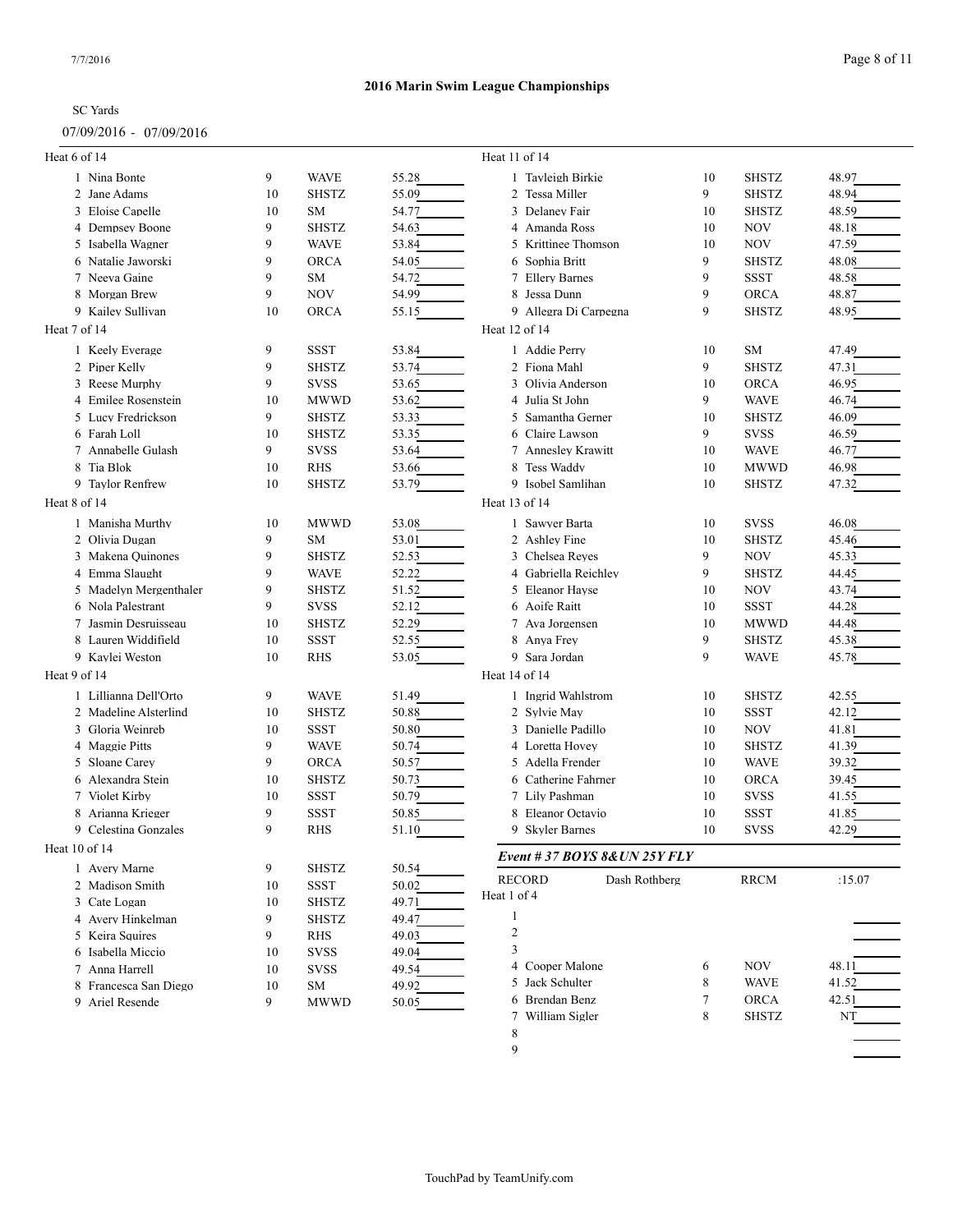# 2016 Marin Swim League Championships

SC Yards

07/09/2016 - 07/09/2016

Heat 6 of 14

| Lane | Name | Age | Team | Seed Time |
|---|---|---|---|---|
| 1 | Nina Bonte | 9 | WAVE | 55.28 |
| 2 | Jane Adams | 10 | SHSTZ | 55.09 |
| 3 | Eloise Capelle | 10 | SM | 54.77 |
| 4 | Dempsey Boone | 9 | SHSTZ | 54.63 |
| 5 | Isabella Wagner | 9 | WAVE | 53.84 |
| 6 | Natalie Jaworski | 9 | ORCA | 54.05 |
| 7 | Neeva Gaine | 9 | SM | 54.72 |
| 8 | Morgan Brew | 9 | NOV | 54.99 |
| 9 | Kailey Sullivan | 10 | ORCA | 55.15 |

Heat 7 of 14

| Lane | Name | Age | Team | Seed Time |
|---|---|---|---|---|
| 1 | Keely Everage | 9 | SSST | 53.84 |
| 2 | Piper Kelly | 9 | SHSTZ | 53.74 |
| 3 | Reese Murphy | 9 | SVSS | 53.65 |
| 4 | Emilee Rosenstein | 10 | MWWD | 53.62 |
| 5 | Lucy Fredrickson | 9 | SHSTZ | 53.33 |
| 6 | Farah Loll | 10 | SHSTZ | 53.35 |
| 7 | Annabelle Gulash | 9 | SVSS | 53.64 |
| 8 | Tia Blok | 10 | RHS | 53.66 |
| 9 | Taylor Renfrew | 10 | SHSTZ | 53.79 |

Heat 8 of 14

| Lane | Name | Age | Team | Seed Time |
|---|---|---|---|---|
| 1 | Manisha Murthy | 10 | MWWD | 53.08 |
| 2 | Olivia Dugan | 9 | SM | 53.01 |
| 3 | Makena Quinones | 9 | SHSTZ | 52.53 |
| 4 | Emma Slaught | 9 | WAVE | 52.22 |
| 5 | Madelyn Mergenthaler | 9 | SHSTZ | 51.52 |
| 6 | Nola Palestrant | 9 | SVSS | 52.12 |
| 7 | Jasmin Desruisseau | 10 | SHSTZ | 52.29 |
| 8 | Lauren Widdifield | 10 | SSST | 52.55 |
| 9 | Kaylei Weston | 10 | RHS | 53.05 |

Heat 9 of 14

| Lane | Name | Age | Team | Seed Time |
|---|---|---|---|---|
| 1 | Lillianna Dell'Orto | 9 | WAVE | 51.49 |
| 2 | Madeline Alsterlind | 10 | SHSTZ | 50.88 |
| 3 | Gloria Weinreb | 10 | SSST | 50.80 |
| 4 | Maggie Pitts | 9 | WAVE | 50.74 |
| 5 | Sloane Carey | 9 | ORCA | 50.57 |
| 6 | Alexandra Stein | 10 | SHSTZ | 50.73 |
| 7 | Violet Kirby | 10 | SSST | 50.79 |
| 8 | Arianna Krieger | 9 | SSST | 50.85 |
| 9 | Celestina Gonzales | 9 | RHS | 51.10 |

Heat 10 of 14

| Lane | Name | Age | Team | Seed Time |
|---|---|---|---|---|
| 1 | Avery Marne | 9 | SHSTZ | 50.54 |
| 2 | Madison Smith | 10 | SSST | 50.02 |
| 3 | Cate Logan | 10 | SHSTZ | 49.71 |
| 4 | Avery Hinkelman | 9 | SHSTZ | 49.47 |
| 5 | Keira Squires | 9 | RHS | 49.03 |
| 6 | Isabella Miccio | 10 | SVSS | 49.04 |
| 7 | Anna Harrell | 10 | SVSS | 49.54 |
| 8 | Francesca San Diego | 10 | SM | 49.92 |
| 9 | Ariel Resende | 9 | MWWD | 50.05 |

Heat 11 of 14

| Lane | Name | Age | Team | Seed Time |
|---|---|---|---|---|
| 1 | Tayleigh Birkie | 10 | SHSTZ | 48.97 |
| 2 | Tessa Miller | 9 | SHSTZ | 48.94 |
| 3 | Delaney Fair | 10 | SHSTZ | 48.59 |
| 4 | Amanda Ross | 10 | NOV | 48.18 |
| 5 | Krittinee Thomson | 10 | NOV | 47.59 |
| 6 | Sophia Britt | 9 | SHSTZ | 48.08 |
| 7 | Ellery Barnes | 9 | SSST | 48.58 |
| 8 | Jessa Dunn | 9 | ORCA | 48.87 |
| 9 | Allegra Di Carpegna | 9 | SHSTZ | 48.95 |

Heat 12 of 14

| Lane | Name | Age | Team | Seed Time |
|---|---|---|---|---|
| 1 | Addie Perry | 10 | SM | 47.49 |
| 2 | Fiona Mahl | 9 | SHSTZ | 47.31 |
| 3 | Olivia Anderson | 10 | ORCA | 46.95 |
| 4 | Julia St John | 9 | WAVE | 46.74 |
| 5 | Samantha Gerner | 10 | SHSTZ | 46.09 |
| 6 | Claire Lawson | 9 | SVSS | 46.59 |
| 7 | Annesley Krawitt | 10 | WAVE | 46.77 |
| 8 | Tess Waddy | 10 | MWWD | 46.98 |
| 9 | Isobel Samlihan | 10 | SHSTZ | 47.32 |

Heat 13 of 14

| Lane | Name | Age | Team | Seed Time |
|---|---|---|---|---|
| 1 | Sawyer Barta | 10 | SVSS | 46.08 |
| 2 | Ashley Fine | 10 | SHSTZ | 45.46 |
| 3 | Chelsea Reyes | 9 | NOV | 45.33 |
| 4 | Gabriella Reichley | 9 | SHSTZ | 44.45 |
| 5 | Eleanor Hayse | 10 | NOV | 43.74 |
| 6 | Aoife Raitt | 10 | SSST | 44.28 |
| 7 | Ava Jorgensen | 10 | MWWD | 44.48 |
| 8 | Anya Frey | 9 | SHSTZ | 45.38 |
| 9 | Sara Jordan | 9 | WAVE | 45.78 |

Heat 14 of 14

| Lane | Name | Age | Team | Seed Time |
|---|---|---|---|---|
| 1 | Ingrid Wahlstrom | 10 | SHSTZ | 42.55 |
| 2 | Sylvie May | 10 | SSST | 42.12 |
| 3 | Danielle Padillo | 10 | NOV | 41.81 |
| 4 | Loretta Hovey | 10 | SHSTZ | 41.39 |
| 5 | Adella Frender | 10 | WAVE | 39.32 |
| 6 | Catherine Fahrner | 10 | ORCA | 39.45 |
| 7 | Lily Pashman | 10 | SVSS | 41.55 |
| 8 | Eleanor Octavio | 10 | SSST | 41.85 |
| 9 | Skyler Barnes | 10 | SVSS | 42.29 |

### *Event # 37 BOYS 8&UN 25Y FLY*

RECORD — Dash Rothberg — RRCM — :15.07

Heat 1 of 4

| Lane | Name | Age | Team | Seed Time |
|---|---|---|---|---|
| 1 | | | | |
| 2 | | | | |
| 3 | | | | |
| 4 | Cooper Malone | 6 | NOV | 48.11 |
| 5 | Jack Schulter | 8 | WAVE | 41.52 |
| 6 | Brendan Benz | 7 | ORCA | 42.51 |
| 7 | William Sigler | 8 | SHSTZ | NT |
| 8 | | | | |
| 9 | | | | |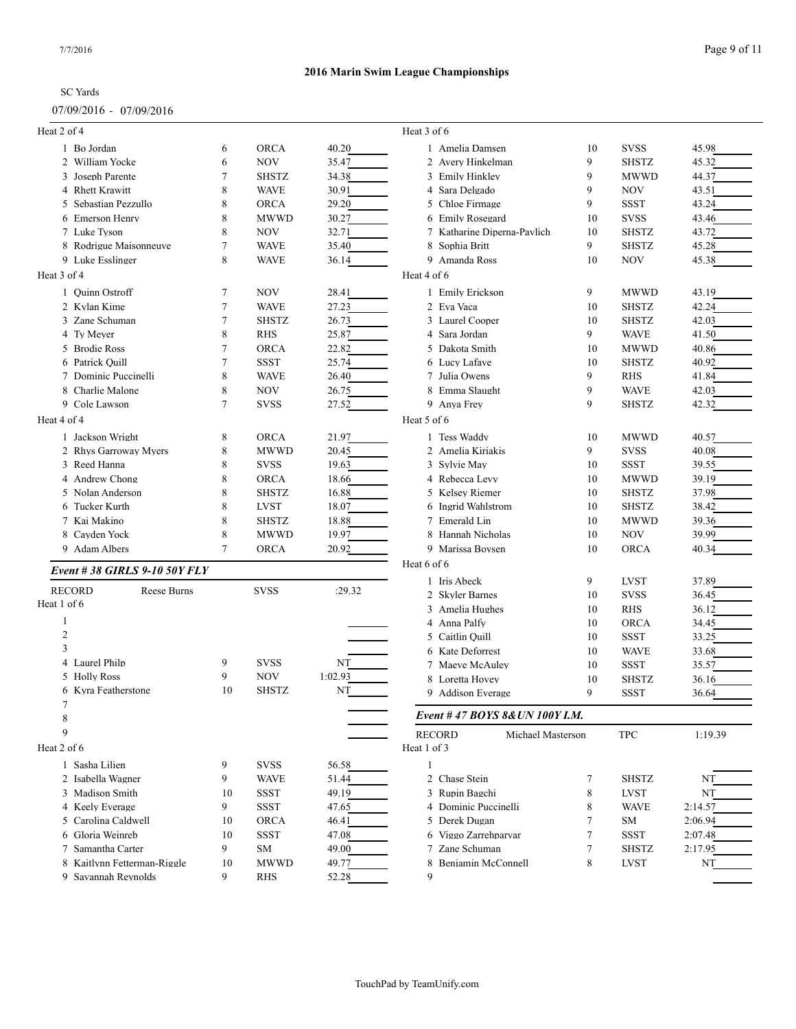**2016 Marin Swim League Championships**

SC Yards

07/09/2016 - 07/09/2016

Heat 2 of 4

| Lane | Name | Age | Team | Seed Time |
|---|---|---|---|---|
| 1 | Bo Jordan | 6 | ORCA | 40.20 |
| 2 | William Yocke | 6 | NOV | 35.47 |
| 3 | Joseph Parente | 7 | SHSTZ | 34.38 |
| 4 | Rhett Krawitt | 8 | WAVE | 30.91 |
| 5 | Sebastian Pezzullo | 8 | ORCA | 29.20 |
| 6 | Emerson Henry | 8 | MWWD | 30.27 |
| 7 | Luke Tyson | 8 | NOV | 32.71 |
| 8 | Rodrigue Maisonneuve | 7 | WAVE | 35.40 |
| 9 | Luke Esslinger | 8 | WAVE | 36.14 |

Heat 3 of 4

| Lane | Name | Age | Team | Seed Time |
|---|---|---|---|---|
| 1 | Quinn Ostroff | 7 | NOV | 28.41 |
| 2 | Kylan Kime | 7 | WAVE | 27.23 |
| 3 | Zane Schuman | 7 | SHSTZ | 26.73 |
| 4 | Ty Meyer | 8 | RHS | 25.87 |
| 5 | Brodie Ross | 7 | ORCA | 22.82 |
| 6 | Patrick Quill | 7 | SSST | 25.74 |
| 7 | Dominic Puccinelli | 8 | WAVE | 26.40 |
| 8 | Charlie Malone | 8 | NOV | 26.75 |
| 9 | Cole Lawson | 7 | SVSS | 27.52 |

Heat 4 of 4

| Lane | Name | Age | Team | Seed Time |
|---|---|---|---|---|
| 1 | Jackson Wright | 8 | ORCA | 21.97 |
| 2 | Rhys Garroway Myers | 8 | MWWD | 20.45 |
| 3 | Reed Hanna | 8 | SVSS | 19.63 |
| 4 | Andrew Chong | 8 | ORCA | 18.66 |
| 5 | Nolan Anderson | 8 | SHSTZ | 16.88 |
| 6 | Tucker Kurth | 8 | LVST | 18.07 |
| 7 | Kai Makino | 8 | SHSTZ | 18.88 |
| 8 | Cayden Yock | 8 | MWWD | 19.97 |
| 9 | Adam Albers | 7 | ORCA | 20.92 |

### *Event # 38 GIRLS 9-10 50Y FLY*

RECORD Reese Burns SVSS :29.32

Heat 1 of 6

| Lane | Name | Age | Team | Seed Time |
|---|---|---|---|---|
| 1 | | | | |
| 2 | | | | |
| 3 | | | | |
| 4 | Laurel Philp | 9 | SVSS | NT |
| 5 | Holly Ross | 9 | NOV | 1:02.93 |
| 6 | Kyra Featherstone | 10 | SHSTZ | NT |
| 7 | | | | |
| 8 | | | | |
| 9 | | | | |

Heat 2 of 6

| Lane | Name | Age | Team | Seed Time |
|---|---|---|---|---|
| 1 | Sasha Lilien | 9 | SVSS | 56.58 |
| 2 | Isabella Wagner | 9 | WAVE | 51.44 |
| 3 | Madison Smith | 10 | SSST | 49.19 |
| 4 | Keely Everage | 9 | SSST | 47.65 |
| 5 | Carolina Caldwell | 10 | ORCA | 46.41 |
| 6 | Gloria Weinreb | 10 | SSST | 47.08 |
| 7 | Samantha Carter | 9 | SM | 49.00 |
| 8 | Kaitlynn Fetterman-Riggle | 10 | MWWD | 49.77 |
| 9 | Savannah Reynolds | 9 | RHS | 52.28 |

Heat 3 of 6

| Lane | Name | Age | Team | Seed Time |
|---|---|---|---|---|
| 1 | Amelia Damsen | 10 | SVSS | 45.98 |
| 2 | Avery Hinkelman | 9 | SHSTZ | 45.32 |
| 3 | Emily Hinkley | 9 | MWWD | 44.37 |
| 4 | Sara Delgado | 9 | NOV | 43.51 |
| 5 | Chloe Firmage | 9 | SSST | 43.24 |
| 6 | Emily Rosegard | 10 | SVSS | 43.46 |
| 7 | Katharine Diperna-Pavlich | 10 | SHSTZ | 43.72 |
| 8 | Sophia Britt | 9 | SHSTZ | 45.28 |
| 9 | Amanda Ross | 10 | NOV | 45.38 |

Heat 4 of 6

| Lane | Name | Age | Team | Seed Time |
|---|---|---|---|---|
| 1 | Emily Erickson | 9 | MWWD | 43.19 |
| 2 | Eva Vaca | 10 | SHSTZ | 42.24 |
| 3 | Laurel Cooper | 10 | SHSTZ | 42.03 |
| 4 | Sara Jordan | 9 | WAVE | 41.50 |
| 5 | Dakota Smith | 10 | MWWD | 40.86 |
| 6 | Lucy Lafave | 10 | SHSTZ | 40.92 |
| 7 | Julia Owens | 9 | RHS | 41.84 |
| 8 | Emma Slaught | 9 | WAVE | 42.03 |
| 9 | Anya Frey | 9 | SHSTZ | 42.32 |

Heat 5 of 6

| Lane | Name | Age | Team | Seed Time |
|---|---|---|---|---|
| 1 | Tess Waddy | 10 | MWWD | 40.57 |
| 2 | Amelia Kiriakis | 9 | SVSS | 40.08 |
| 3 | Sylvie May | 10 | SSST | 39.55 |
| 4 | Rebecca Levy | 10 | MWWD | 39.19 |
| 5 | Kelsey Riemer | 10 | SHSTZ | 37.98 |
| 6 | Ingrid Wahlstrom | 10 | SHSTZ | 38.42 |
| 7 | Emerald Lin | 10 | MWWD | 39.36 |
| 8 | Hannah Nicholas | 10 | NOV | 39.99 |
| 9 | Marissa Boysen | 10 | ORCA | 40.34 |

Heat 6 of 6

| Lane | Name | Age | Team | Seed Time |
|---|---|---|---|---|
| 1 | Iris Abeck | 9 | LVST | 37.89 |
| 2 | Skyler Barnes | 10 | SVSS | 36.45 |
| 3 | Amelia Hughes | 10 | RHS | 36.12 |
| 4 | Anna Palfy | 10 | ORCA | 34.45 |
| 5 | Caitlin Quill | 10 | SSST | 33.25 |
| 6 | Kate Deforrest | 10 | WAVE | 33.68 |
| 7 | Maeve McAuley | 10 | SSST | 35.57 |
| 8 | Loretta Hovey | 10 | SHSTZ | 36.16 |
| 9 | Addison Everage | 9 | SSST | 36.64 |

### *Event # 47 BOYS 8&UN 100Y I.M.*

RECORD Michael Masterson TPC 1:19.39

Heat 1 of 3

| Lane | Name | Age | Team | Seed Time |
|---|---|---|---|---|
| 1 | | | | |
| 2 | Chase Stein | 7 | SHSTZ | NT |
| 3 | Rupin Bagchi | 8 | LVST | NT |
| 4 | Dominic Puccinelli | 8 | WAVE | 2:14.57 |
| 5 | Derek Dugan | 7 | SM | 2:06.94 |
| 6 | Viggo Zarrehparvar | 7 | SSST | 2:07.48 |
| 7 | Zane Schuman | 7 | SHSTZ | 2:17.95 |
| 8 | Benjamin McConnell | 8 | LVST | NT |
| 9 | | | | |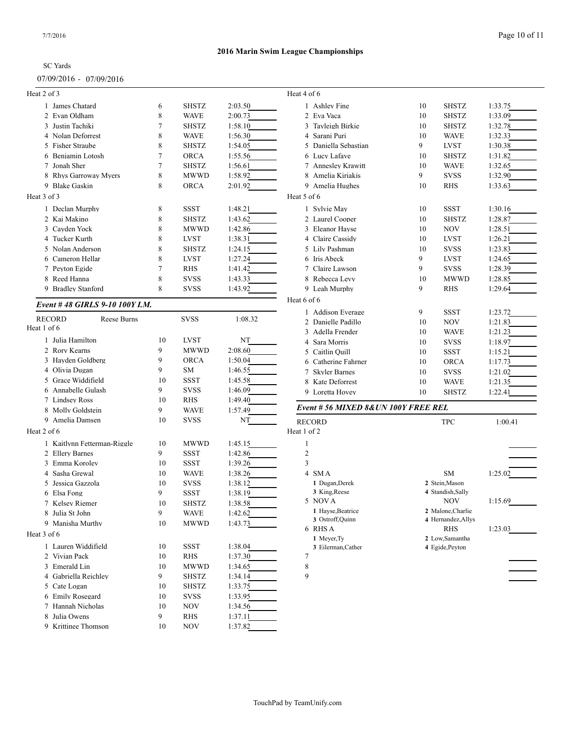**2016 Marin Swim League Championships**

SC Yards

07/09/2016 - 07/09/2016

Heat 2 of 3

| Lane | Name | Age | Team | Seed Time |
|---|---|---|---|---|
| 1 | James Chatard | 6 | SHSTZ | 2:03.50 |
| 2 | Evan Oldham | 8 | WAVE | 2:00.73 |
| 3 | Justin Tachiki | 7 | SHSTZ | 1:58.10 |
| 4 | Nolan Deforrest | 8 | WAVE | 1:56.30 |
| 5 | Fisher Straube | 8 | SHSTZ | 1:54.05 |
| 6 | Benjamin Lotosh | 7 | ORCA | 1:55.56 |
| 7 | Jonah Sher | 7 | SHSTZ | 1:56.61 |
| 8 | Rhys Garroway Myers | 8 | MWWD | 1:58.92 |
| 9 | Blake Gaskin | 8 | ORCA | 2:01.92 |

Heat 3 of 3

| Lane | Name | Age | Team | Seed Time |
|---|---|---|---|---|
| 1 | Declan Murphy | 8 | SSST | 1:48.21 |
| 2 | Kai Makino | 8 | SHSTZ | 1:43.62 |
| 3 | Cayden Yock | 8 | MWWD | 1:42.86 |
| 4 | Tucker Kurth | 8 | LVST | 1:38.31 |
| 5 | Nolan Anderson | 8 | SHSTZ | 1:24.15 |
| 6 | Cameron Hellar | 8 | LVST | 1:27.24 |
| 7 | Peyton Egide | 7 | RHS | 1:41.42 |
| 8 | Reed Hanna | 8 | SVSS | 1:43.33 |
| 9 | Bradley Stanford | 8 | SVSS | 1:43.92 |

### *Event # 48 GIRLS 9-10 100Y I.M.*

RECORD Reese Burns SVSS 1:08.32

Heat 1 of 6

| Lane | Name | Age | Team | Seed Time |
|---|---|---|---|---|
| 1 | Julia Hamilton | 10 | LVST | NT |
| 2 | Rory Kearns | 9 | MWWD | 2:08.60 |
| 3 | Hayden Goldberg | 9 | ORCA | 1:50.04 |
| 4 | Olivia Dugan | 9 | SM | 1:46.55 |
| 5 | Grace Widdifield | 10 | SSST | 1:45.58 |
| 6 | Annabelle Gulash | 9 | SVSS | 1:46.09 |
| 7 | Lindsey Ross | 10 | RHS | 1:49.40 |
| 8 | Molly Goldstein | 9 | WAVE | 1:57.49 |
| 9 | Amelia Damsen | 10 | SVSS | NT |

Heat 2 of 6

| Lane | Name | Age | Team | Seed Time |
|---|---|---|---|---|
| 1 | Kaitlynn Fetterman-Riggle | 10 | MWWD | 1:45.15 |
| 2 | Ellery Barnes | 9 | SSST | 1:42.86 |
| 3 | Emma Korolev | 10 | SSST | 1:39.26 |
| 4 | Sasha Grewal | 10 | WAVE | 1:38.26 |
| 5 | Jessica Gazzola | 10 | SVSS | 1:38.12 |
| 6 | Elsa Fong | 9 | SSST | 1:38.19 |
| 7 | Kelsey Riemer | 10 | SHSTZ | 1:38.58 |
| 8 | Julia St John | 9 | WAVE | 1:42.62 |
| 9 | Manisha Murthy | 10 | MWWD | 1:43.73 |

Heat 3 of 6

| Lane | Name | Age | Team | Seed Time |
|---|---|---|---|---|
| 1 | Lauren Widdifield | 10 | SSST | 1:38.04 |
| 2 | Vivian Pack | 10 | RHS | 1:37.30 |
| 3 | Emerald Lin | 10 | MWWD | 1:34.65 |
| 4 | Gabriella Reichley | 9 | SHSTZ | 1:34.14 |
| 5 | Cate Logan | 10 | SHSTZ | 1:33.75 |
| 6 | Emily Rosegard | 10 | SVSS | 1:33.95 |
| 7 | Hannah Nicholas | 10 | NOV | 1:34.56 |
| 8 | Julia Owens | 9 | RHS | 1:37.11 |
| 9 | Krittinee Thomson | 10 | NOV | 1:37.82 |

Heat 4 of 6

| Lane | Name | Age | Team | Seed Time |
|---|---|---|---|---|
| 1 | Ashley Fine | 10 | SHSTZ | 1:33.75 |
| 2 | Eva Vaca | 10 | SHSTZ | 1:33.09 |
| 3 | Tayleigh Birkie | 10 | SHSTZ | 1:32.78 |
| 4 | Sarani Puri | 10 | WAVE | 1:32.33 |
| 5 | Daniella Sebastian | 9 | LVST | 1:30.38 |
| 6 | Lucy Lafave | 10 | SHSTZ | 1:31.82 |
| 7 | Annesley Krawitt | 10 | WAVE | 1:32.65 |
| 8 | Amelia Kiriakis | 9 | SVSS | 1:32.90 |
| 9 | Amelia Hughes | 10 | RHS | 1:33.63 |

Heat 5 of 6

| Lane | Name | Age | Team | Seed Time |
|---|---|---|---|---|
| 1 | Sylvie May | 10 | SSST | 1:30.16 |
| 2 | Laurel Cooper | 10 | SHSTZ | 1:28.87 |
| 3 | Eleanor Hayse | 10 | NOV | 1:28.51 |
| 4 | Claire Cassidy | 10 | LVST | 1:26.21 |
| 5 | Lily Pashman | 10 | SVSS | 1:23.83 |
| 6 | Iris Abeck | 9 | LVST | 1:24.65 |
| 7 | Claire Lawson | 9 | SVSS | 1:28.39 |
| 8 | Rebecca Levy | 10 | MWWD | 1:28.85 |
| 9 | Leah Murphy | 9 | RHS | 1:29.64 |

Heat 6 of 6

| Lane | Name | Age | Team | Seed Time |
|---|---|---|---|---|
| 1 | Addison Everage | 9 | SSST | 1:23.72 |
| 2 | Danielle Padillo | 10 | NOV | 1:21.83 |
| 3 | Adella Frender | 10 | WAVE | 1:21.23 |
| 4 | Sara Morris | 10 | SVSS | 1:18.97 |
| 5 | Caitlin Quill | 10 | SSST | 1:15.21 |
| 6 | Catherine Fahrner | 10 | ORCA | 1:17.73 |
| 7 | Skyler Barnes | 10 | SVSS | 1:21.02 |
| 8 | Kate Deforrest | 10 | WAVE | 1:21.35 |
| 9 | Loretta Hovey | 10 | SHSTZ | 1:22.41 |

### *Event # 56 MIXED 8&UN 100Y FREE REL*

RECORD TPC 1:00.41

Heat 1 of 2

| Lane | Team | Relay | Seed Time |
|---|---|---|---|
| 1 | | | |
| 2 | | | |
| 3 | | | |
| 4 | SM A | SM | 1:25.02 |
| | 1 Dugan,Derek; 2 Stein,Mason; 3 King,Reese; 4 Standish,Sally | | |
| 5 | NOV A | NOV | 1:15.69 |
| | 1 Hayse,Beatrice; 2 Malone,Charlie; 3 Ostroff,Quinn; 4 Hernandez,Allys | | |
| 6 | RHS A | RHS | 1:23.03 |
| | 1 Meyer,Ty; 2 Low,Samantha; 3 Eilerman,Cather; 4 Egide,Peyton | | |
| 7 | | | |
| 8 | | | |
| 9 | | | |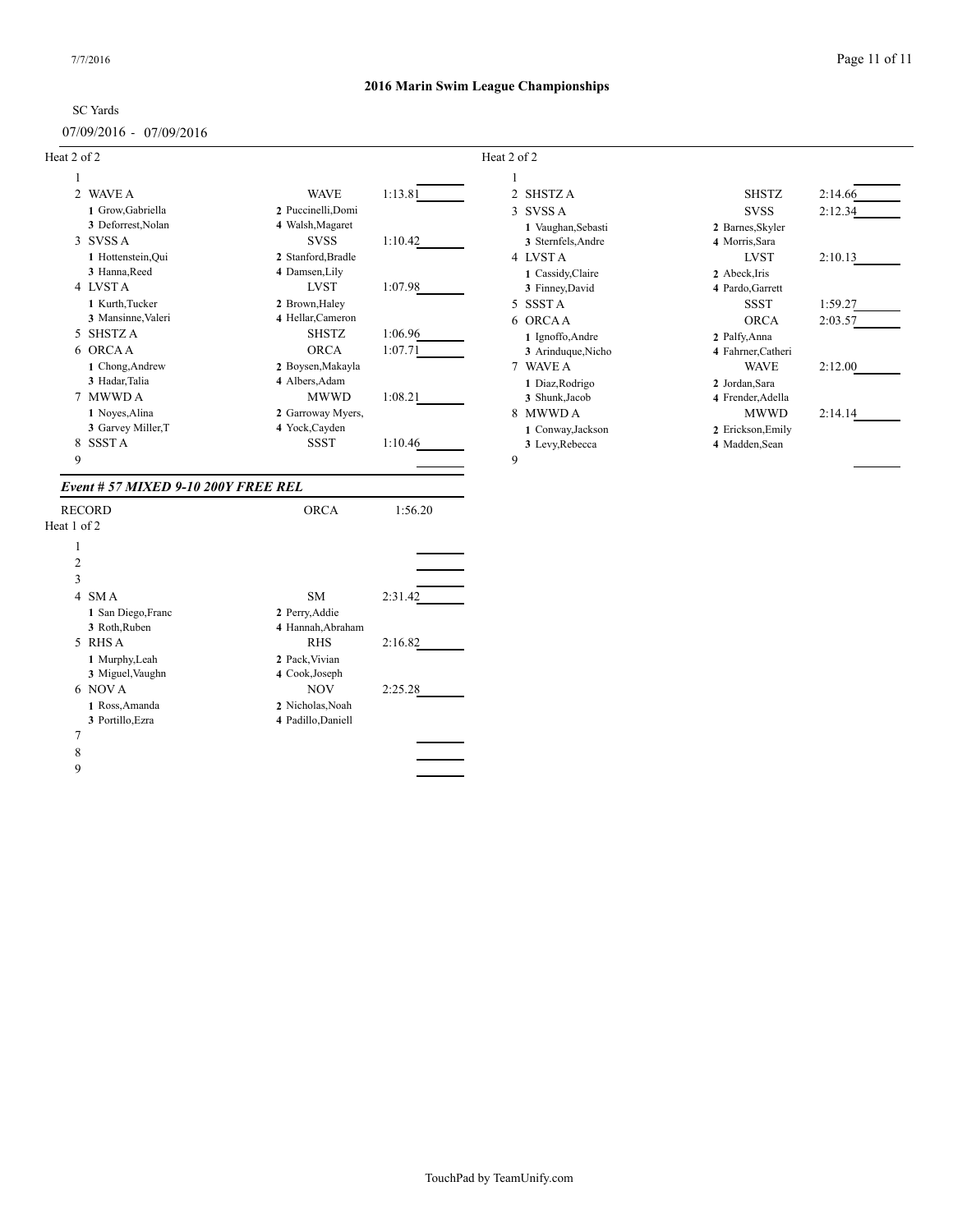# 2016 Marin Swim League Championships

SC Yards

07/09/2016 - 07/09/2016

Heat 2 of 2

| Lane | Team | | Seed Time | Final Time |
|---|---|---|---|---|
| 1 | | | | |
| 2 | WAVE A | WAVE | 1:13.81 | |
| | 1 Grow,Gabriella | 2 Puccinelli,Domi | | |
| | 3 Deforrest,Nolan | 4 Walsh,Magaret | | |
| 3 | SVSS A | SVSS | 1:10.42 | |
| | 1 Hottenstein,Qui | 2 Stanford,Bradle | | |
| | 3 Hanna,Reed | 4 Damsen,Lily | | |
| 4 | LVST A | LVST | 1:07.98 | |
| | 1 Kurth,Tucker | 2 Brown,Haley | | |
| | 3 Mansinne,Valeri | 4 Hellar,Cameron | | |
| 5 | SHSTZ A | SHSTZ | 1:06.96 | |
| 6 | ORCA A | ORCA | 1:07.71 | |
| | 1 Chong,Andrew | 2 Boysen,Makayla | | |
| | 3 Hadar,Talia | 4 Albers,Adam | | |
| 7 | MWWD A | MWWD | 1:08.21 | |
| | 1 Noyes,Alina | 2 Garroway Myers, | | |
| | 3 Garvey Miller,T | 4 Yock,Cayden | | |
| 8 | SSST A | SSST | 1:10.46 | |
| 9 | | | | |

***Event # 57 MIXED 9-10 200Y FREE REL***

RECORD ORCA 1:56.20

Heat 1 of 2

| Lane | Team | | Seed Time | Final Time |
|---|---|---|---|---|
| 1 | | | | |
| 2 | | | | |
| 3 | | | | |
| 4 | SM A | SM | 2:31.42 | |
| | 1 San Diego,Franc | 2 Perry,Addie | | |
| | 3 Roth,Ruben | 4 Hannah,Abraham | | |
| 5 | RHS A | RHS | 2:16.82 | |
| | 1 Murphy,Leah | 2 Pack,Vivian | | |
| | 3 Miguel,Vaughn | 4 Cook,Joseph | | |
| 6 | NOV A | NOV | 2:25.28 | |
| | 1 Ross,Amanda | 2 Nicholas,Noah | | |
| | 3 Portillo,Ezra | 4 Padillo,Daniell | | |
| 7 | | | | |
| 8 | | | | |
| 9 | | | | |

Heat 2 of 2

| Lane | Team | | Seed Time | Final Time |
|---|---|---|---|---|
| 1 | | | | |
| 2 | SHSTZ A | SHSTZ | 2:14.66 | |
| 3 | SVSS A | SVSS | 2:12.34 | |
| | 1 Vaughan,Sebasti | 2 Barnes,Skyler | | |
| | 3 Sternfels,Andre | 4 Morris,Sara | | |
| 4 | LVST A | LVST | 2:10.13 | |
| | 1 Cassidy,Claire | 2 Abeck,Iris | | |
| | 3 Finney,David | 4 Pardo,Garrett | | |
| 5 | SSST A | SSST | 1:59.27 | |
| 6 | ORCA A | ORCA | 2:03.57 | |
| | 1 Ignoffo,Andre | 2 Palfy,Anna | | |
| | 3 Arinduque,Nicho | 4 Fahrner,Catheri | | |
| 7 | WAVE A | WAVE | 2:12.00 | |
| | 1 Diaz,Rodrigo | 2 Jordan,Sara | | |
| | 3 Shunk,Jacob | 4 Frender,Adella | | |
| 8 | MWWD A | MWWD | 2:14.14 | |
| | 1 Conway,Jackson | 2 Erickson,Emily | | |
| | 3 Levy,Rebecca | 4 Madden,Sean | | |
| 9 | | | | |